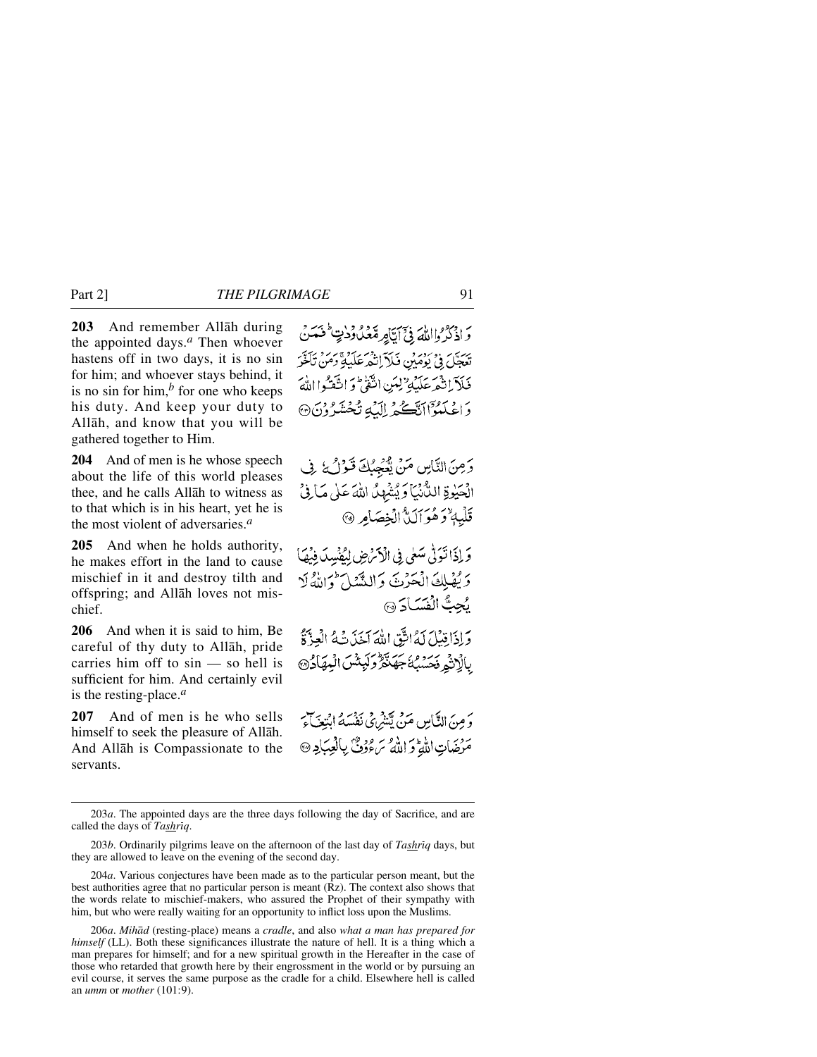**203** And remember Allāh during the appointed days.[a] Then whoever hastens off in two days, it is no sin for him; and whoever stays behind, it is no sin for him,[b] for one who keeps his duty. And keep your duty to Allāh, and know that you will be gathered together to Him.

وَ اذْكُرُوا اللّٰهَ فِيْٓ اَيَّامٍ مَّعْدُوْدٰتٍ ؕ فَمَنْ تَعَجَّلَ فِيْ يَوْمَيْنِ فَلَآ اِثْمَ عَلَيْهِ ۚ وَ مَنْ تَاَخَّرَ فَلَآ اِثْمَ عَلَيْهِ ۙ لِمَنِ اتَّقٰى ؕ وَ اتَّقُوا اللّٰهَ وَ اعْلَمُوْٓا اَنَّكُمْ اِلَيْهِ تُحْشَرُوْنَ ﴿۲۰۳﴾

**204** And of men is he whose speech about the life of this world pleases thee, and he calls Allāh to witness as to that which is in his heart, yet he is the most violent of adversaries.[a]

وَ مِنَ النَّاسِ مَنْ يُّعْجِبُكَ قَوْلُهٗ فِي الْحَيٰوةِ الدُّنْيَا وَ يُشْهِدُ اللّٰهَ عَلٰى مَا فِيْ قَلْبِهٖ ۙ وَ هُوَ اَلَدُّ الْخِصَامِ ﴿۲۰۴﴾

**205** And when he holds authority, he makes effort in the land to cause mischief in it and destroy tilth and offspring; and Allāh loves not mischief.

وَ اِذَا تَوَلّٰى سَعٰى فِي الْاَرْضِ لِيُفْسِدَ فِيْهَا وَ يُهْلِكَ الْحَرْثَ وَ النَّسْلَ ؕ وَ اللّٰهُ لَا يُحِبُّ الْفَسَادَ ﴿۲۰۵﴾

**206** And when it is said to him, Be careful of thy duty to Allāh, pride carries him off to sin — so hell is sufficient for him. And certainly evil is the resting-place.[a]

وَ اِذَا قِيْلَ لَهُ اتَّقِ اللّٰهَ اَخَذَتْهُ الْعِزَّةُ بِالْاِثْمِ فَحَسْبُهٗ جَهَنَّمُ ؕ وَ لَبِئْسَ الْمِهَادُ ﴿۲۰۶﴾

**207** And of men is he who sells himself to seek the pleasure of Allāh. And Allāh is Compassionate to the servants.

وَ مِنَ النَّاسِ مَنْ يَّشْرِيْ نَفْسَهُ ابْتِغَآءَ مَرْضَاتِ اللّٰهِ ؕ وَ اللّٰهُ رَءُوْفٌۢ بِالْعِبَادِ ﴿۲۰۷﴾

---

203*a*. The appointed days are the three days following the day of Sacrifice, and are called the days of *Tashrīq*.

203*b*. Ordinarily pilgrims leave on the afternoon of the last day of *Tashrīq* days, but they are allowed to leave on the evening of the second day.

204*a*. Various conjectures have been made as to the particular person meant, but the best authorities agree that no particular person is meant (Rz). The context also shows that the words relate to mischief-makers, who assured the Prophet of their sympathy with him, but who were really waiting for an opportunity to inflict loss upon the Muslims.

206*a*. *Mihād* (resting-place) means a *cradle*, and also *what a man has prepared for himself* (LL). Both these significances illustrate the nature of hell. It is a thing which a man prepares for himself; and for a new spiritual growth in the Hereafter in the case of those who retarded that growth here by their engrossment in the world or by pursuing an evil course, it serves the same purpose as the cradle for a child. Elsewhere hell is called an *umm* or *mother* (101:9).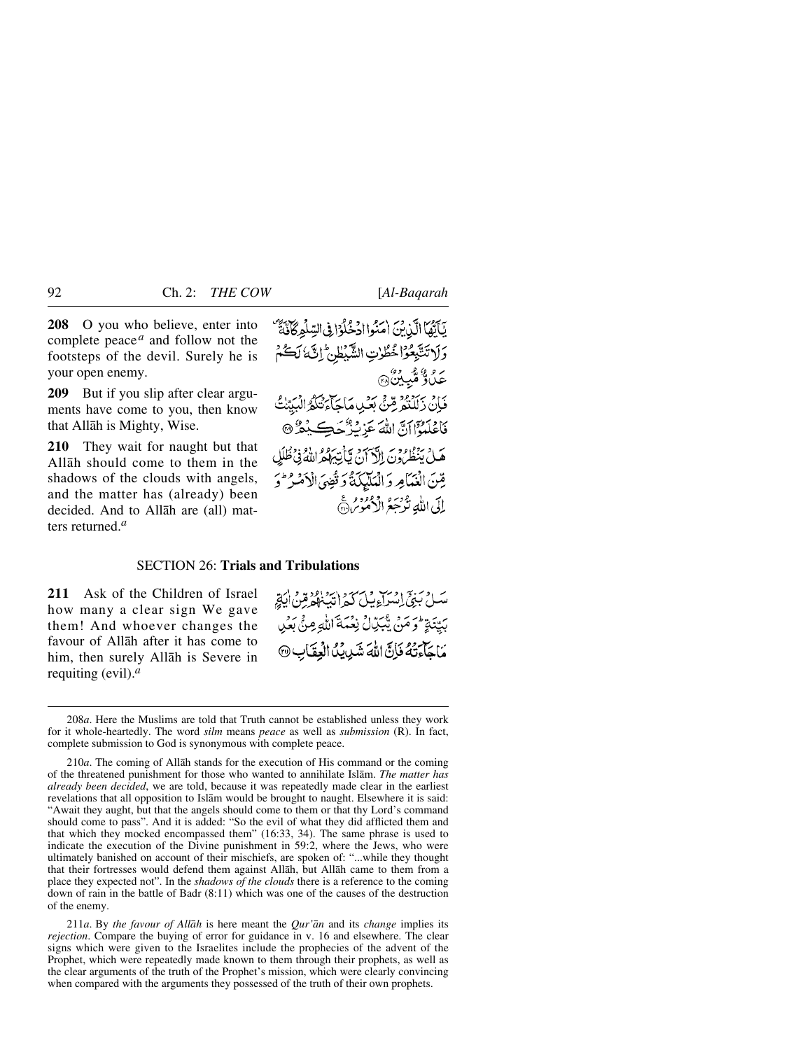**208** O you who believe, enter into complete peace[a] and follow not the footsteps of the devil. Surely he is your open enemy.

يَٰٓأَيُّهَا ٱلَّذِينَ ءَامَنُوا۟ ٱدْخُلُوا۟ فِى ٱلسِّلْمِ كَآفَّةً وَلَا تَتَّبِعُوا۟ خُطُوَٰتِ ٱلشَّيْطَٰنِ ۚ إِنَّهُۥ لَكُمْ عَدُوٌّ مُّبِينٌ ﴿٢٠٨﴾

**209** But if you slip after clear arguments have come to you, then know that Allāh is Mighty, Wise.

فَإِن زَلَلْتُم مِّنۢ بَعْدِ مَا جَآءَتْكُمُ ٱلْبَيِّنَٰتُ فَٱعْلَمُوٓا۟ أَنَّ ٱللَّهَ عَزِيزٌ حَكِيمٌ ﴿٢٠٩﴾

**210** They wait for naught but that Allāh should come to them in the shadows of the clouds with angels, and the matter has (already) been decided. And to Allāh are (all) matters returned.[a]

هَلْ يَنظُرُونَ إِلَّآ أَن يَأْتِيَهُمُ ٱللَّهُ فِى ظُلَلٍ مِّنَ ٱلْغَمَامِ وَٱلْمَلَٰٓئِكَةُ وَقُضِىَ ٱلْأَمْرُ ۚ وَإِلَى ٱللَّهِ تُرْجَعُ ٱلْأُمُورُ ﴿٢١٠﴾

## SECTION 26: Trials and Tribulations

**211** Ask of the Children of Israel how many a clear sign We gave them! And whoever changes the favour of Allāh after it has come to him, then surely Allāh is Severe in requiting (evil).[a]

سَلْ بَنِىٓ إِسْرَٰٓءِيلَ كَمْ ءَاتَيْنَٰهُم مِّنْ ءَايَةٍۭ بَيِّنَةٍ ۗ وَمَن يُبَدِّلْ نِعْمَةَ ٱللَّهِ مِنۢ بَعْدِ مَا جَآءَتْهُ فَإِنَّ ٱللَّهَ شَدِيدُ ٱلْعِقَابِ ﴿٢١١﴾

---

208*a*. Here the Muslims are told that Truth cannot be established unless they work for it whole-heartedly. The word *silm* means *peace* as well as *submission* (R). In fact, complete submission to God is synonymous with complete peace.

210*a*. The coming of Allāh stands for the execution of His command or the coming of the threatened punishment for those who wanted to annihilate Islām. *The matter has already been decided*, we are told, because it was repeatedly made clear in the earliest revelations that all opposition to Islām would be brought to naught. Elsewhere it is said: "Await they aught, but that the angels should come to them or that thy Lord's command should come to pass". And it is added: "So the evil of what they did afflicted them and that which they mocked encompassed them" (16:33, 34). The same phrase is used to indicate the execution of the Divine punishment in 59:2, where the Jews, who were ultimately banished on account of their mischiefs, are spoken of: "...while they thought that their fortresses would defend them against Allāh, but Allāh came to them from a place they expected not". In the *shadows of the clouds* there is a reference to the coming down of rain in the battle of Badr (8:11) which was one of the causes of the destruction of the enemy.

211*a*. By *the favour of Allāh* is here meant the *Qur'ān* and its *change* implies its *rejection*. Compare the buying of error for guidance in v. 16 and elsewhere. The clear signs which were given to the Israelites include the prophecies of the advent of the Prophet, which were repeatedly made known to them through their prophets, as well as the clear arguments of the truth of the Prophet's mission, which were clearly convincing when compared with the arguments they possessed of the truth of their own prophets.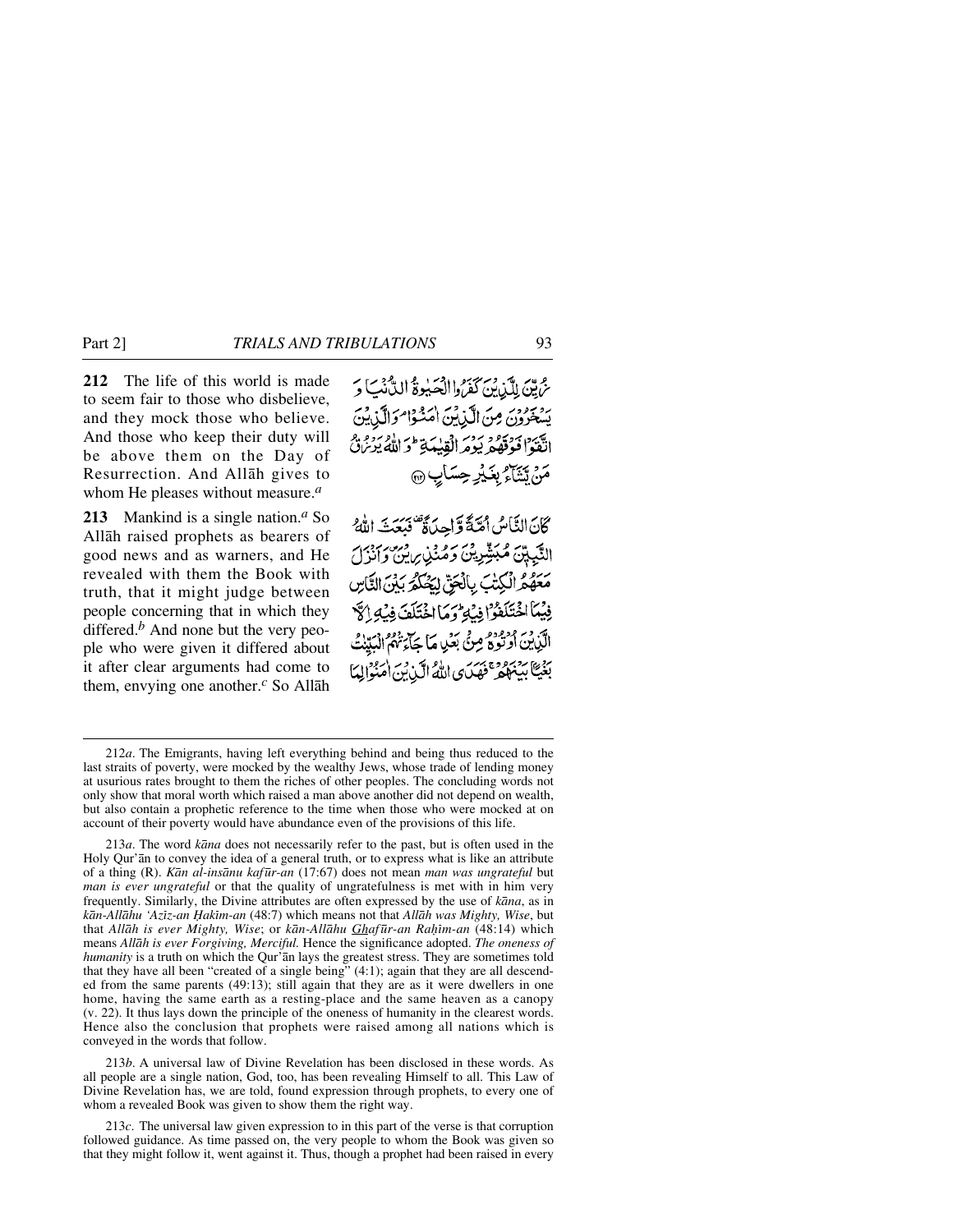**212** The life of this world is made to seem fair to those who disbelieve, and they mock those who believe. And those who keep their duty will be above them on the Day of Resurrection. And Allāh gives to whom He pleases without measure.[a]

زُيِّنَ لِلَّذِينَ كَفَرُوا الْحَيٰوةُ الدُّنْيَا وَيَسْخَرُونَ مِنَ الَّذِينَ اٰمَنُوْا ۘ وَالَّذِينَ اتَّقَوْا فَوْقَهُمْ يَوْمَ الْقِيٰمَةِ ؕ وَاللّٰهُ يَرْزُقُ مَنْ يَّشَآءُ بِغَيْرِ حِسَابٍ ﴿۲۱۲﴾

**213** Mankind is a single nation.[a] So Allāh raised prophets as bearers of good news and as warners, and He revealed with them the Book with truth, that it might judge between people concerning that in which they differed.[b] And none but the very people who were given it differed about it after clear arguments had come to them, envying one another.[c] So Allāh

كَانَ النَّاسُ اُمَّةً وَّاحِدَةً ۟ فَبَعَثَ اللّٰهُ النَّبِيّٖنَ مُبَشِّرِيْنَ وَمُنْذِرِيْنَ ۪ وَاَنْزَلَ مَعَهُمُ الْكِتٰبَ بِالْحَقِّ لِيَحْكُمَ بَيْنَ النَّاسِ فِيْمَا اخْتَلَفُوْا فِيْهِ ؕ وَمَا اخْتَلَفَ فِيْهِ اِلَّا الَّذِيْنَ اُوْتُوْهُ مِنْۢ بَعْدِ مَا جَآءَتْهُمُ الْبَيِّنٰتُ بَغْيًۢا بَيْنَهُمْ ۚ فَهَدَى اللّٰهُ الَّذِيْنَ اٰمَنُوْا لِمَا

---

212*a*. The Emigrants, having left everything behind and being thus reduced to the last straits of poverty, were mocked by the wealthy Jews, whose trade of lending money at usurious rates brought to them the riches of other peoples. The concluding words not only show that moral worth which raised a man above another did not depend on wealth, but also contain a prophetic reference to the time when those who were mocked at on account of their poverty would have abundance even of the provisions of this life.

213*a*. The word *kāna* does not necessarily refer to the past, but is often used in the Holy Qur'ān to convey the idea of a general truth, or to express what is like an attribute of a thing (R). *Kān al-insānu kafūr-an* (17:67) does not mean *man was ungrateful* but *man is ever ungrateful* or that the quality of ungratefulness is met with in him very frequently. Similarly, the Divine attributes are often expressed by the use of *kāna*, as in *kān-Allāhu 'Azīz-an Ḥakīm-an* (48:7) which means not that *Allāh was Mighty, Wise*, but that *Allāh is ever Mighty, Wise*; or *kān-Allāhu Ghafūr-an Raḥīm-an* (48:14) which means *Allāh is ever Forgiving, Merciful.* Hence the significance adopted. *The oneness of humanity* is a truth on which the Qur'ān lays the greatest stress. They are sometimes told that they have all been "created of a single being" (4:1); again that they are all descended from the same parents (49:13); still again that they are as it were dwellers in one home, having the same earth as a resting-place and the same heaven as a canopy (v. 22). It thus lays down the principle of the oneness of humanity in the clearest words. Hence also the conclusion that prophets were raised among all nations which is conveyed in the words that follow.

213*b*. A universal law of Divine Revelation has been disclosed in these words. As all people are a single nation, God, too, has been revealing Himself to all. This Law of Divine Revelation has, we are told, found expression through prophets, to every one of whom a revealed Book was given to show them the right way.

213*c*. The universal law given expression to in this part of the verse is that corruption followed guidance. As time passed on, the very people to whom the Book was given so that they might follow it, went against it. Thus, though a prophet had been raised in every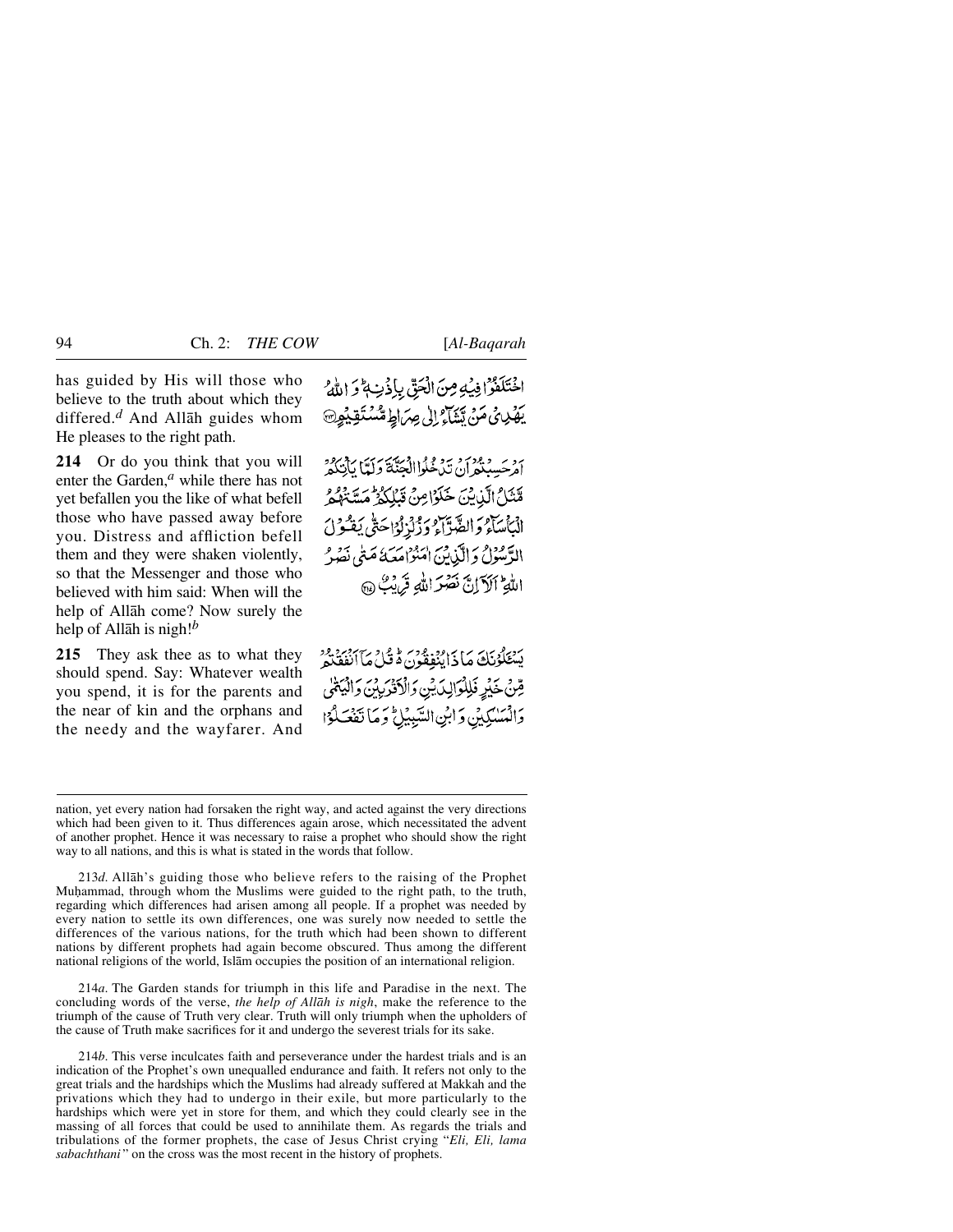has guided by His will those who believe to the truth about which they differed.[d] And Allāh guides whom He pleases to the right path.

اخْتَلَفُوا فِيهِ مِنَ الْحَقِّ بِإِذْنِهِ ۗ وَاللَّهُ يَهْدِي مَن يَشَاءُ إِلَىٰ صِرَاطٍ مُّسْتَقِيمٍ ﴿٢١٣﴾

**214** Or do you think that you will enter the Garden,[a] while there has not yet befallen you the like of what befell those who have passed away before you. Distress and affliction befell them and they were shaken violently, so that the Messenger and those who believed with him said: When will the help of Allāh come? Now surely the help of Allāh is nigh![b]

أَمْ حَسِبْتُمْ أَن تَدْخُلُوا الْجَنَّةَ وَلَمَّا يَأْتِكُم مَّثَلُ الَّذِينَ خَلَوْا مِن قَبْلِكُم ۖ مَّسَّتْهُمُ الْبَأْسَاءُ وَالضَّرَّاءُ وَزُلْزِلُوا حَتَّىٰ يَقُولَ الرَّسُولُ وَالَّذِينَ آمَنُوا مَعَهُ مَتَىٰ نَصْرُ اللَّهِ ۗ أَلَا إِنَّ نَصْرَ اللَّهِ قَرِيبٌ ﴿٢١٤﴾

**215** They ask thee as to what they should spend. Say: Whatever wealth you spend, it is for the parents and the near of kin and the orphans and the needy and the wayfarer. And

يَسْأَلُونَكَ مَاذَا يُنفِقُونَ ۖ قُلْ مَا أَنفَقْتُم مِّنْ خَيْرٍ فَلِلْوَالِدَيْنِ وَالْأَقْرَبِينَ وَالْيَتَامَىٰ وَالْمَسَاكِينِ وَابْنِ السَّبِيلِ ۗ وَمَا تَفْعَلُوا

---

nation, yet every nation had forsaken the right way, and acted against the very directions which had been given to it. Thus differences again arose, which necessitated the advent of another prophet. Hence it was necessary to raise a prophet who should show the right way to all nations, and this is what is stated in the words that follow.

213*d*. Allāh's guiding those who believe refers to the raising of the Prophet Muḥammad, through whom the Muslims were guided to the right path, to the truth, regarding which differences had arisen among all people. If a prophet was needed by every nation to settle its own differences, one was surely now needed to settle the differences of the various nations, for the truth which had been shown to different nations by different prophets had again become obscured. Thus among the different national religions of the world, Islām occupies the position of an international religion.

214*a*. The Garden stands for triumph in this life and Paradise in the next. The concluding words of the verse, *the help of Allāh is nigh*, make the reference to the triumph of the cause of Truth very clear. Truth will only triumph when the upholders of the cause of Truth make sacrifices for it and undergo the severest trials for its sake.

214*b*. This verse inculcates faith and perseverance under the hardest trials and is an indication of the Prophet's own unequalled endurance and faith. It refers not only to the great trials and the hardships which the Muslims had already suffered at Makkah and the privations which they had to undergo in their exile, but more particularly to the hardships which were yet in store for them, and which they could clearly see in the massing of all forces that could be used to annihilate them. As regards the trials and tribulations of the former prophets, the case of Jesus Christ crying "*Eli, Eli, lama sabachthani*" on the cross was the most recent in the history of prophets.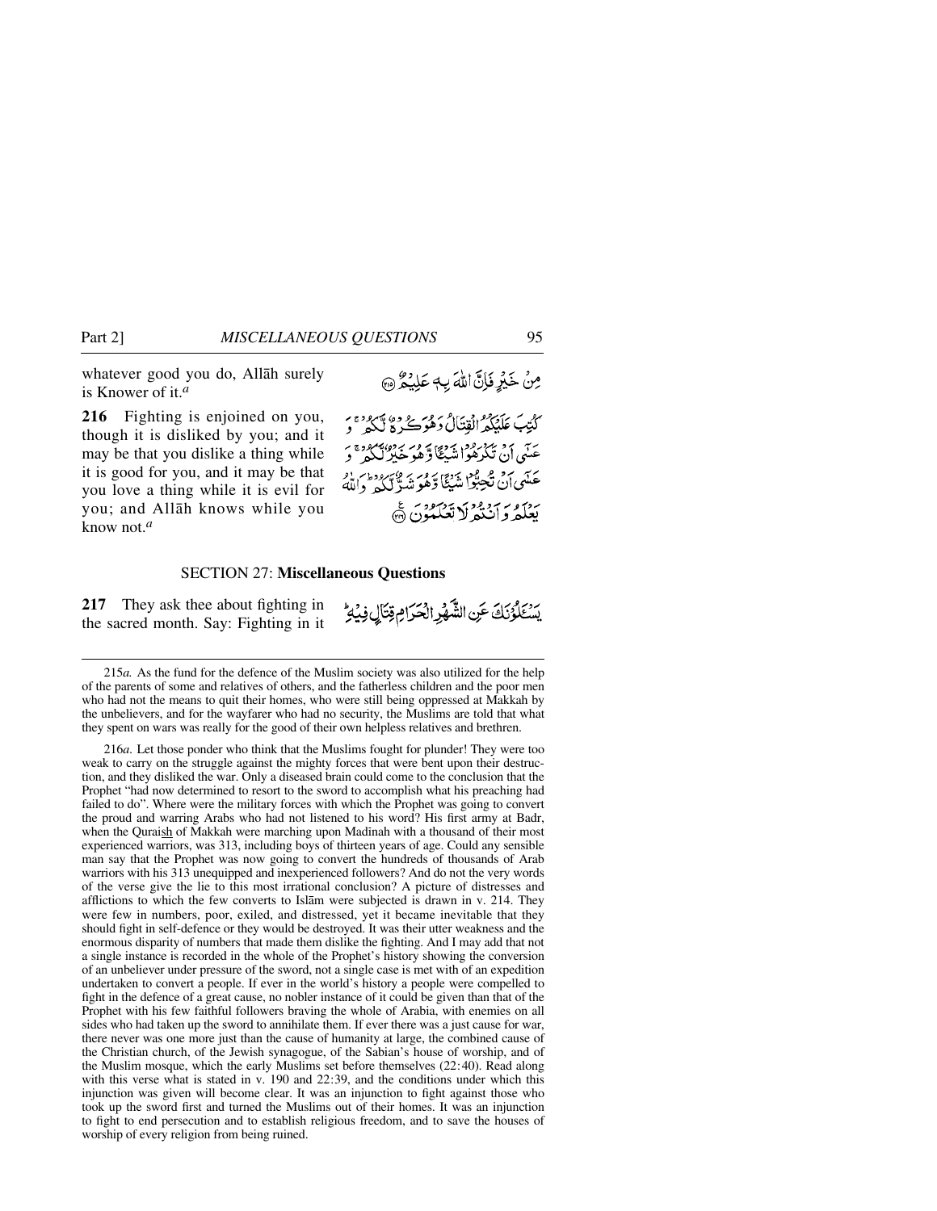whatever good you do, Allāh surely is Knower of it.*a*

مِنْ خَيْرٍ فَإِنَّ اللّٰهَ بِهٖ عَلِيْمٌ ﴿٢١٥﴾

**216** Fighting is enjoined on you, though it is disliked by you; and it may be that you dislike a thing while it is good for you, and it may be that you love a thing while it is evil for you; and Allāh knows while you know not.*a*

كُتِبَ عَلَيْكُمُ الْقِتَالُ وَهُوَ كُرْهٌ لَّكُمْ ۚ وَعَسٰۤى اَنْ تَكْرَهُوْا شَيْـًٔا وَّهُوَ خَيْرٌ لَّكُمْ ۚ وَعَسٰۤى اَنْ تُحِبُّوْا شَيْـًٔا وَّهُوَ شَرٌّ لَّكُمْ ؕ وَاللّٰهُ يَعْلَمُ وَاَنْتُمْ لَا تَعْلَمُوْنَ ﴿٢١٦﴾

## SECTION 27: Miscellaneous Questions

**217** They ask thee about fighting in the sacred month. Say: Fighting in it

يَسْـَٔلُوْنَكَ عَنِ الشَّهْرِ الْحَرَامِ قِتَالٍ فِيْهِ ؕ

215*a.* As the fund for the defence of the Muslim society was also utilized for the help of the parents of some and relatives of others, and the fatherless children and the poor men who had not the means to quit their homes, who were still being oppressed at Makkah by the unbelievers, and for the wayfarer who had no security, the Muslims are told that what they spent on wars was really for the good of their own helpless relatives and brethren.

216*a.* Let those ponder who think that the Muslims fought for plunder! They were too weak to carry on the struggle against the mighty forces that were bent upon their destruction, and they disliked the war. Only a diseased brain could come to the conclusion that the Prophet "had now determined to resort to the sword to accomplish what his preaching had failed to do". Where were the military forces with which the Prophet was going to convert the proud and warring Arabs who had not listened to his word? His first army at Badr, when the Quraish of Makkah were marching upon Madīnah with a thousand of their most experienced warriors, was 313, including boys of thirteen years of age. Could any sensible man say that the Prophet was now going to convert the hundreds of thousands of Arab warriors with his 313 unequipped and inexperienced followers? And do not the very words of the verse give the lie to this most irrational conclusion? A picture of distresses and afflictions to which the few converts to Islām were subjected is drawn in v. 214. They were few in numbers, poor, exiled, and distressed, yet it became inevitable that they should fight in self-defence or they would be destroyed. It was their utter weakness and the enormous disparity of numbers that made them dislike the fighting. And I may add that not a single instance is recorded in the whole of the Prophet's history showing the conversion of an unbeliever under pressure of the sword, not a single case is met with of an expedition undertaken to convert a people. If ever in the world's history a people were compelled to fight in the defence of a great cause, no nobler instance of it could be given than that of the Prophet with his few faithful followers braving the whole of Arabia, with enemies on all sides who had taken up the sword to annihilate them. If ever there was a just cause for war, there never was one more just than the cause of humanity at large, the combined cause of the Christian church, of the Jewish synagogue, of the Sabian's house of worship, and of the Muslim mosque, which the early Muslims set before themselves (22:40). Read along with this verse what is stated in v. 190 and 22:39, and the conditions under which this injunction was given will become clear. It was an injunction to fight against those who took up the sword first and turned the Muslims out of their homes. It was an injunction to fight to end persecution and to establish religious freedom, and to save the houses of worship of every religion from being ruined.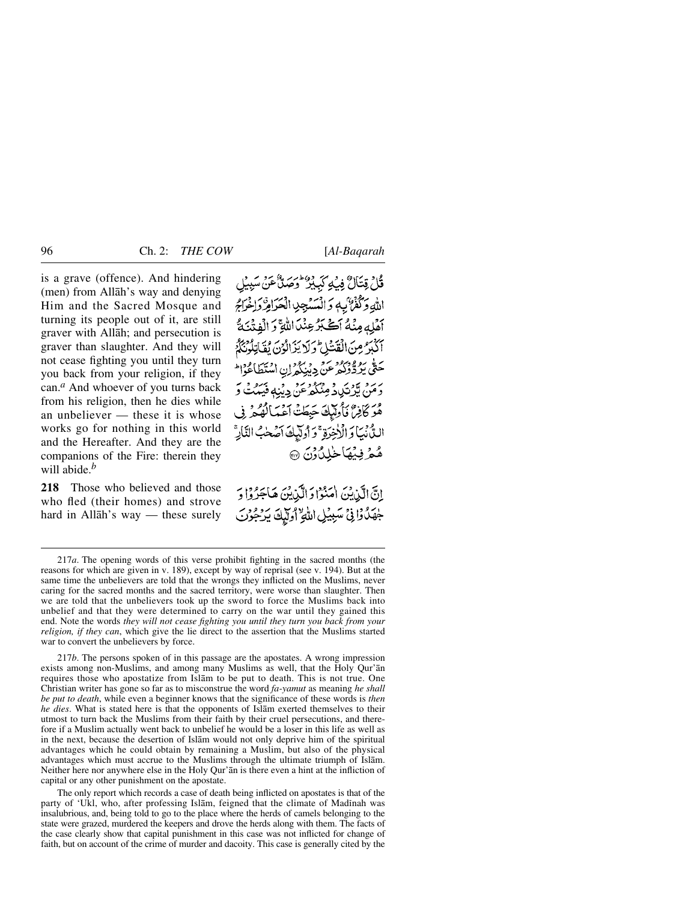is a grave (offence). And hindering (men) from Allāh's way and denying Him and the Sacred Mosque and turning its people out of it, are still graver with Allāh; and persecution is graver than slaughter. And they will not cease fighting you until they turn you back from your religion, if they can.[a] And whoever of you turns back from his religion, then he dies while an unbeliever — these it is whose works go for nothing in this world and the Hereafter. And they are the companions of the Fire: therein they will abide.[b]

قُلْ قِتَالٌ فِيهِ كَبِيرٌ ۖ وَصَدٌّ عَن سَبِيلِ اللَّهِ وَكُفْرٌ بِهِ وَالْمَسْجِدِ الْحَرَامِ وَإِخْرَاجُ أَهْلِهِ مِنْهُ أَكْبَرُ عِندَ اللَّهِ ۚ وَالْفِتْنَةُ أَكْبَرُ مِنَ الْقَتْلِ ۗ وَلَا يَزَالُونَ يُقَاتِلُونَكُمْ حَتَّىٰ يَرُدُّوكُمْ عَن دِينِكُمْ إِنِ اسْتَطَاعُوا ۚ وَمَن يَرْتَدِدْ مِنكُمْ عَن دِينِهِ فَيَمُتْ وَهُوَ كَافِرٌ فَأُولَٰئِكَ حَبِطَتْ أَعْمَالُهُمْ فِي الدُّنْيَا وَالْآخِرَةِ ۖ وَأُولَٰئِكَ أَصْحَابُ النَّارِ ۖ هُمْ فِيهَا خَالِدُونَ ﴿٢١٧﴾

**218** Those who believed and those who fled (their homes) and strove hard in Allāh's way — these surely

إِنَّ الَّذِينَ آمَنُوا وَالَّذِينَ هَاجَرُوا وَجَاهَدُوا فِي سَبِيلِ اللَّهِ أُولَٰئِكَ يَرْجُونَ

---

217*a*. The opening words of this verse prohibit fighting in the sacred months (the reasons for which are given in v. 189), except by way of reprisal (see v. 194). But at the same time the unbelievers are told that the wrongs they inflicted on the Muslims, never caring for the sacred months and the sacred territory, were worse than slaughter. Then we are told that the unbelievers took up the sword to force the Muslims back into unbelief and that they were determined to carry on the war until they gained this end. Note the words *they will not cease fighting you until they turn you back from your religion, if they can*, which give the lie direct to the assertion that the Muslims started war to convert the unbelievers by force.

217*b*. The persons spoken of in this passage are the apostates. A wrong impression exists among non-Muslims, and among many Muslims as well, that the Holy Qur'ān requires those who apostatize from Islām to be put to death. This is not true. One Christian writer has gone so far as to misconstrue the word *fa-yamut* as meaning *he shall be put to death*, while even a beginner knows that the significance of these words is *then he dies*. What is stated here is that the opponents of Islām exerted themselves to their utmost to turn back the Muslims from their faith by their cruel persecutions, and therefore if a Muslim actually went back to unbelief he would be a loser in this life as well as in the next, because the desertion of Islām would not only deprive him of the spiritual advantages which he could obtain by remaining a Muslim, but also of the physical advantages which must accrue to the Muslims through the ultimate triumph of Islām. Neither here nor anywhere else in the Holy Qur'ān is there even a hint at the infliction of capital or any other punishment on the apostate.

The only report which records a case of death being inflicted on apostates is that of the party of 'Ukl, who, after professing Islām, feigned that the climate of Madīnah was insalubrious, and, being told to go to the place where the herds of camels belonging to the state were grazed, murdered the keepers and drove the herds along with them. The facts of the case clearly show that capital punishment in this case was not inflicted for change of faith, but on account of the crime of murder and dacoity. This case is generally cited by the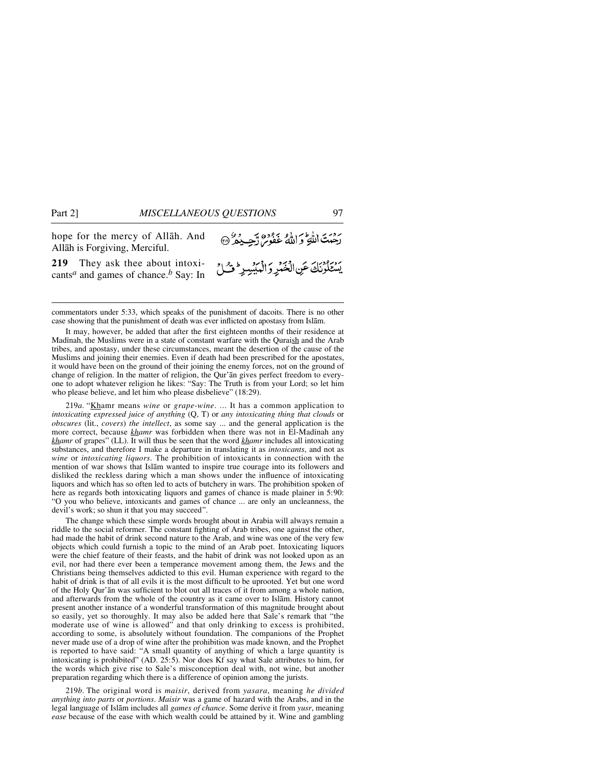hope for the mercy of Allāh. And Allāh is Forgiving, Merciful.

رَحْمَتَ اللّٰهِ ؕ وَ اللّٰهُ غَفُوۡرٌ رَّحِیۡمٌ ﴿۲۱۸﴾

**219** They ask thee about intoxicants[a] and games of chance.[b] Say: In

یَسۡـَٔلُوۡنَکَ عَنِ الۡخَمۡرِ وَ الۡمَیۡسِرِ ؕ قُلۡ

---

commentators under 5:33, which speaks of the punishment of dacoits. There is no other case showing that the punishment of death was ever inflicted on apostasy from Islām.

It may, however, be added that after the first eighteen months of their residence at Madīnah, the Muslims were in a state of constant warfare with the Quraish and the Arab tribes, and apostasy, under these circumstances, meant the desertion of the cause of the Muslims and joining their enemies. Even if death had been prescribed for the apostates, it would have been on the ground of their joining the enemy forces, not on the ground of change of religion. In the matter of religion, the Qur'ān gives perfect freedom to everyone to adopt whatever religion he likes: "Say: The Truth is from your Lord; so let him who please believe, and let him who please disbelieve" (18:29).

219*a*. "Khamr means *wine* or *grape-wine*. ... It has a common application to *intoxicating expressed juice of anything* (Q, T) or *any intoxicating thing that clouds* or *obscures* (lit., *covers*) *the intellect*, as some say ... and the general application is the more correct, because *khamr* was forbidden when there was not in El-Madīnah any *khamr* of grapes" (LL). It will thus be seen that the word *khamr* includes all intoxicating substances, and therefore I make a departure in translating it as *intoxicants*, and not as *wine* or *intoxicating liquors*. The prohibition of intoxicants in connection with the mention of war shows that Islām wanted to inspire true courage into its followers and disliked the reckless daring which a man shows under the influence of intoxicating liquors and which has so often led to acts of butchery in wars. The prohibition spoken of here as regards both intoxicating liquors and games of chance is made plainer in 5:90: "O you who believe, intoxicants and games of chance ... are only an uncleanness, the devil's work; so shun it that you may succeed".

The change which these simple words brought about in Arabia will always remain a riddle to the social reformer. The constant fighting of Arab tribes, one against the other, had made the habit of drink second nature to the Arab, and wine was one of the very few objects which could furnish a topic to the mind of an Arab poet. Intoxicating liquors were the chief feature of their feasts, and the habit of drink was not looked upon as an evil, nor had there ever been a temperance movement among them, the Jews and the Christians being themselves addicted to this evil. Human experience with regard to the habit of drink is that of all evils it is the most difficult to be uprooted. Yet but one word of the Holy Qur'ān was sufficient to blot out all traces of it from among a whole nation, and afterwards from the whole of the country as it came over to Islām. History cannot present another instance of a wonderful transformation of this magnitude brought about so easily, yet so thoroughly. It may also be added here that Sale's remark that "the moderate use of wine is allowed" and that only drinking to excess is prohibited, according to some, is absolutely without foundation. The companions of the Prophet never made use of a drop of wine after the prohibition was made known, and the Prophet is reported to have said: "A small quantity of anything of which a large quantity is intoxicating is prohibited" (AD. 25:5). Nor does Kf say what Sale attributes to him, for the words which give rise to Sale's misconception deal with, not wine, but another preparation regarding which there is a difference of opinion among the jurists.

219*b*. The original word is *maisir*, derived from *yasara*, meaning *he divided anything into parts* or *portions*. *Maisir* was a game of hazard with the Arabs, and in the legal language of Islām includes all *games of chance*. Some derive it from *yusr*, meaning *ease* because of the ease with which wealth could be attained by it. Wine and gambling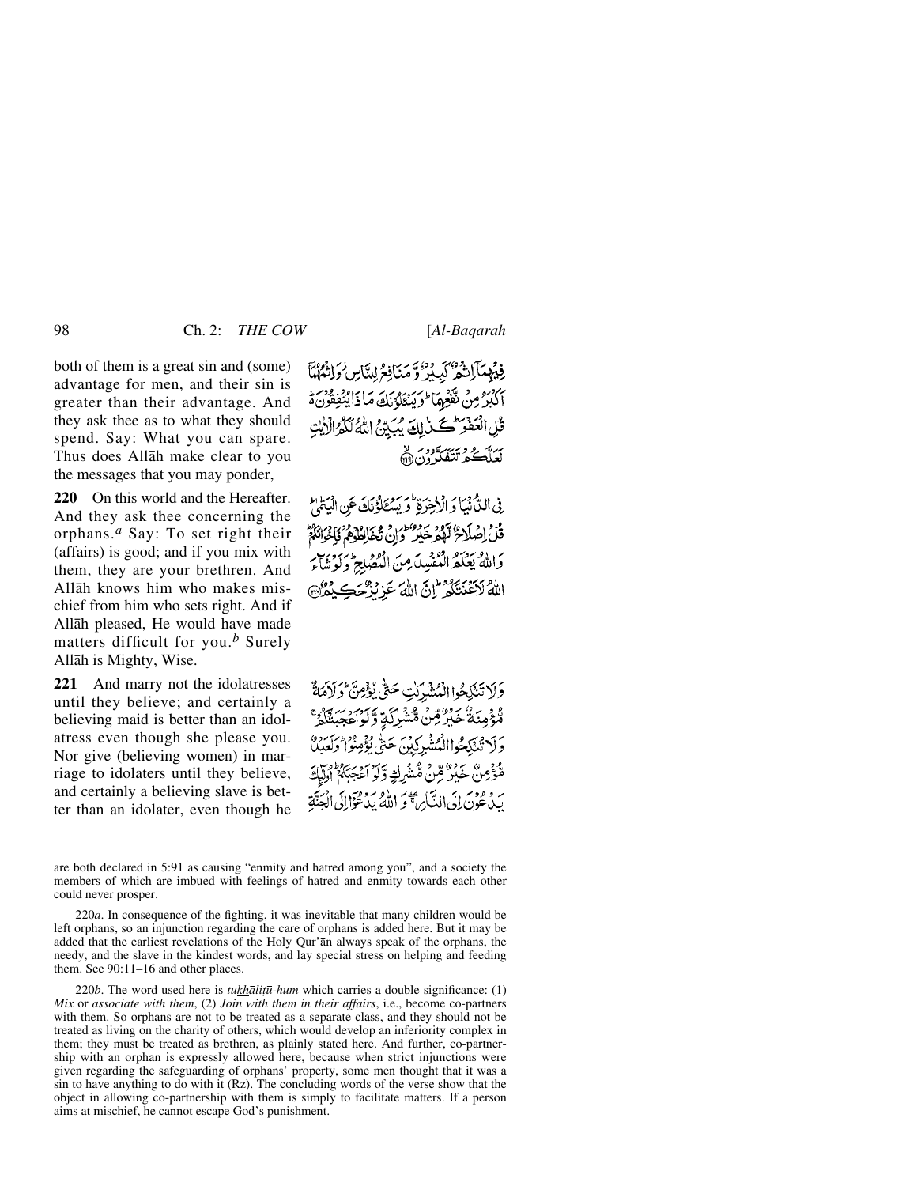both of them is a great sin and (some) advantage for men, and their sin is greater than their advantage. And they ask thee as to what they should spend. Say: What you can spare. Thus does Allāh make clear to you the messages that you may ponder,

فِيهِمَآ إِثۡمٞ كَبِيرٞ وَمَنَٰفِعُ لِلنَّاسِ وَإِثۡمُهُمَآ أَكۡبَرُ مِن نَّفۡعِهِمَاۗ وَيَسۡـَٔلُونَكَ مَاذَا يُنفِقُونَۖ قُلِ ٱلۡعَفۡوَۗ كَذَٰلِكَ يُبَيِّنُ ٱللَّهُ لَكُمُ ٱلۡأٓيَٰتِ لَعَلَّكُمۡ تَتَفَكَّرُونَ ۝٢١٩

**220** On this world and the Hereafter. And they ask thee concerning the orphans.[a] Say: To set right their (affairs) is good; and if you mix with them, they are your brethren. And Allāh knows him who makes mischief from him who sets right. And if Allāh pleased, He would have made matters difficult for you.[b] Surely Allāh is Mighty, Wise.

فِي ٱلدُّنۡيَا وَٱلۡأٓخِرَةِۗ وَيَسۡـَٔلُونَكَ عَنِ ٱلۡيَتَٰمَىٰۖ قُلۡ إِصۡلَاحٞ لَّهُمۡ خَيۡرٞۖ وَإِن تُخَالِطُوهُمۡ فَإِخۡوَٰنُكُمۡۚ وَٱللَّهُ يَعۡلَمُ ٱلۡمُفۡسِدَ مِنَ ٱلۡمُصۡلِحِۚ وَلَوۡ شَآءَ ٱللَّهُ لَأَعۡنَتَكُمۡۚ إِنَّ ٱللَّهَ عَزِيزٌ حَكِيمٞ ۝٢٢٠

**221** And marry not the idolatresses until they believe; and certainly a believing maid is better than an idolatress even though she please you. Nor give (believing women) in marriage to idolaters until they believe, and certainly a believing slave is better than an idolater, even though he

وَلَا تَنكِحُواْ ٱلۡمُشۡرِكَٰتِ حَتَّىٰ يُؤۡمِنَّۚ وَلَأَمَةٞ مُّؤۡمِنَةٌ خَيۡرٞ مِّن مُّشۡرِكَةٖ وَلَوۡ أَعۡجَبَتۡكُمۡۗ وَلَا تُنكِحُواْ ٱلۡمُشۡرِكِينَ حَتَّىٰ يُؤۡمِنُواْۚ وَلَعَبۡدٞ مُّؤۡمِنٌ خَيۡرٞ مِّن مُّشۡرِكٖ وَلَوۡ أَعۡجَبَكُمۡۗ أُوْلَٰٓئِكَ يَدۡعُونَ إِلَى ٱلنَّارِۖ وَٱللَّهُ يَدۡعُوٓاْ إِلَى ٱلۡجَنَّةِ

---

are both declared in 5:91 as causing "enmity and hatred among you", and a society the members of which are imbued with feelings of hatred and enmity towards each other could never prosper.

220*a*. In consequence of the fighting, it was inevitable that many children would be left orphans, so an injunction regarding the care of orphans is added here. But it may be added that the earliest revelations of the Holy Qur'ān always speak of the orphans, the needy, and the slave in the kindest words, and lay special stress on helping and feeding them. See 90:11–16 and other places.

220*b*. The word used here is *tukhāliṭū-hum* which carries a double significance: (1) *Mix* or *associate with them*, (2) *Join with them in their affairs*, i.e., become co-partners with them. So orphans are not to be treated as a separate class, and they should not be treated as living on the charity of others, which would develop an inferiority complex in them; they must be treated as brethren, as plainly stated here. And further, co-partnership with an orphan is expressly allowed here, because when strict injunctions were given regarding the safeguarding of orphans' property, some men thought that it was a sin to have anything to do with it (Rz). The concluding words of the verse show that the object in allowing co-partnership with them is simply to facilitate matters. If a person aims at mischief, he cannot escape God's punishment.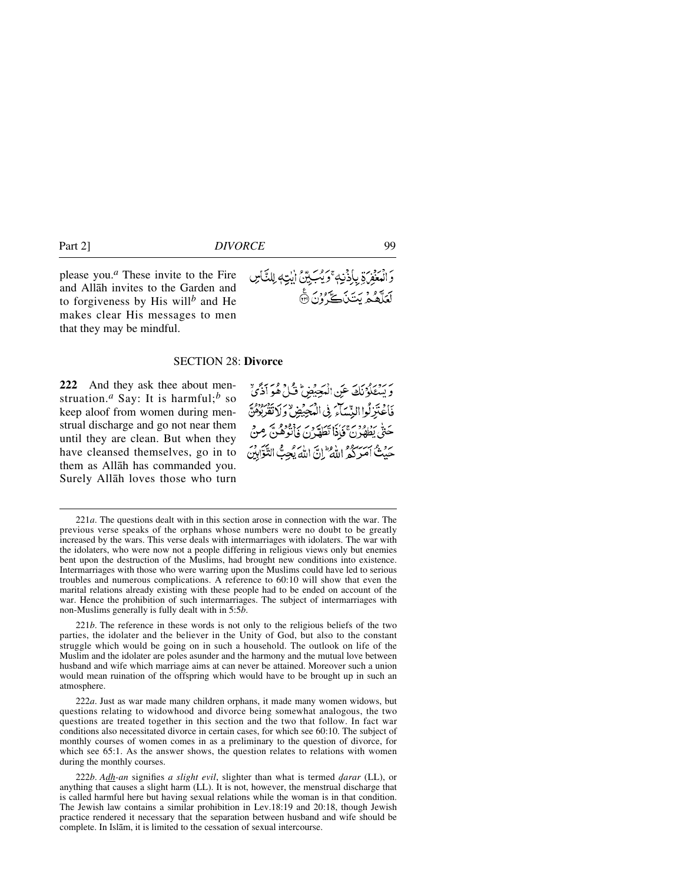please you.[a] These invite to the Fire and Allāh invites to the Garden and to forgiveness by His will[b] and He makes clear His messages to men that they may be mindful.

وَالْمَغْفِرَةِ بِإِذْنِهِ ۚ وَيُبَيِّنُ اٰيٰتِهٖ لِلنَّاسِ لَعَلَّهُمْ يَتَذَكَّرُوْنَ ﴿۲۲۱﴾

## SECTION 28: **Divorce**

**222** And they ask thee about menstruation.[a] Say: It is harmful;[b] so keep aloof from women during menstrual discharge and go not near them until they are clean. But when they have cleansed themselves, go in to them as Allāh has commanded you. Surely Allāh loves those who turn

وَيَسْـَٔلُوْنَكَ عَنِ الْمَحِيْضِ ۗ قُلْ هُوَ اَذًى ۙ فَاعْتَزِلُوا النِّسَآءَ فِى الْمَحِيْضِ ۙ وَلَا تَقْرَبُوْهُنَّ حَتّٰى يَطْهُرْنَ ۚ فَاِذَا تَطَهَّرْنَ فَاْتُوْهُنَّ مِنْ حَيْثُ اَمَرَكُمُ اللّٰهُ ۗ اِنَّ اللّٰهَ يُحِبُّ التَّوَّابِيْنَ

---

221*a*. The questions dealt with in this section arose in connection with the war. The previous verse speaks of the orphans whose numbers were no doubt to be greatly increased by the wars. This verse deals with intermarriages with idolaters. The war with the idolaters, who were now not a people differing in religious views only but enemies bent upon the destruction of the Muslims, had brought new conditions into existence. Intermarriages with those who were warring upon the Muslims could have led to serious troubles and numerous complications. A reference to 60:10 will show that even the marital relations already existing with these people had to be ended on account of the war. Hence the prohibition of such intermarriages. The subject of intermarriages with non-Muslims generally is fully dealt with in 5:5*b*.

221*b*. The reference in these words is not only to the religious beliefs of the two parties, the idolater and the believer in the Unity of God, but also to the constant struggle which would be going on in such a household. The outlook on life of the Muslim and the idolater are poles asunder and the harmony and the mutual love between husband and wife which marriage aims at can never be attained. Moreover such a union would mean ruination of the offspring which would have to be brought up in such an atmosphere.

222*a*. Just as war made many children orphans, it made many women widows, but questions relating to widowhood and divorce being somewhat analogous, the two questions are treated together in this section and the two that follow. In fact war conditions also necessitated divorce in certain cases, for which see 60:10. The subject of monthly courses of women comes in as a preliminary to the question of divorce, for which see 65:1. As the answer shows, the question relates to relations with women during the monthly courses.

222*b*. *Adh-an* signifies *a slight evil*, slighter than what is termed *ḍarar* (LL), or anything that causes a slight harm (LL). It is not, however, the menstrual discharge that is called harmful here but having sexual relations while the woman is in that condition. The Jewish law contains a similar prohibition in Lev.18:19 and 20:18, though Jewish practice rendered it necessary that the separation between husband and wife should be complete. In Islām, it is limited to the cessation of sexual intercourse.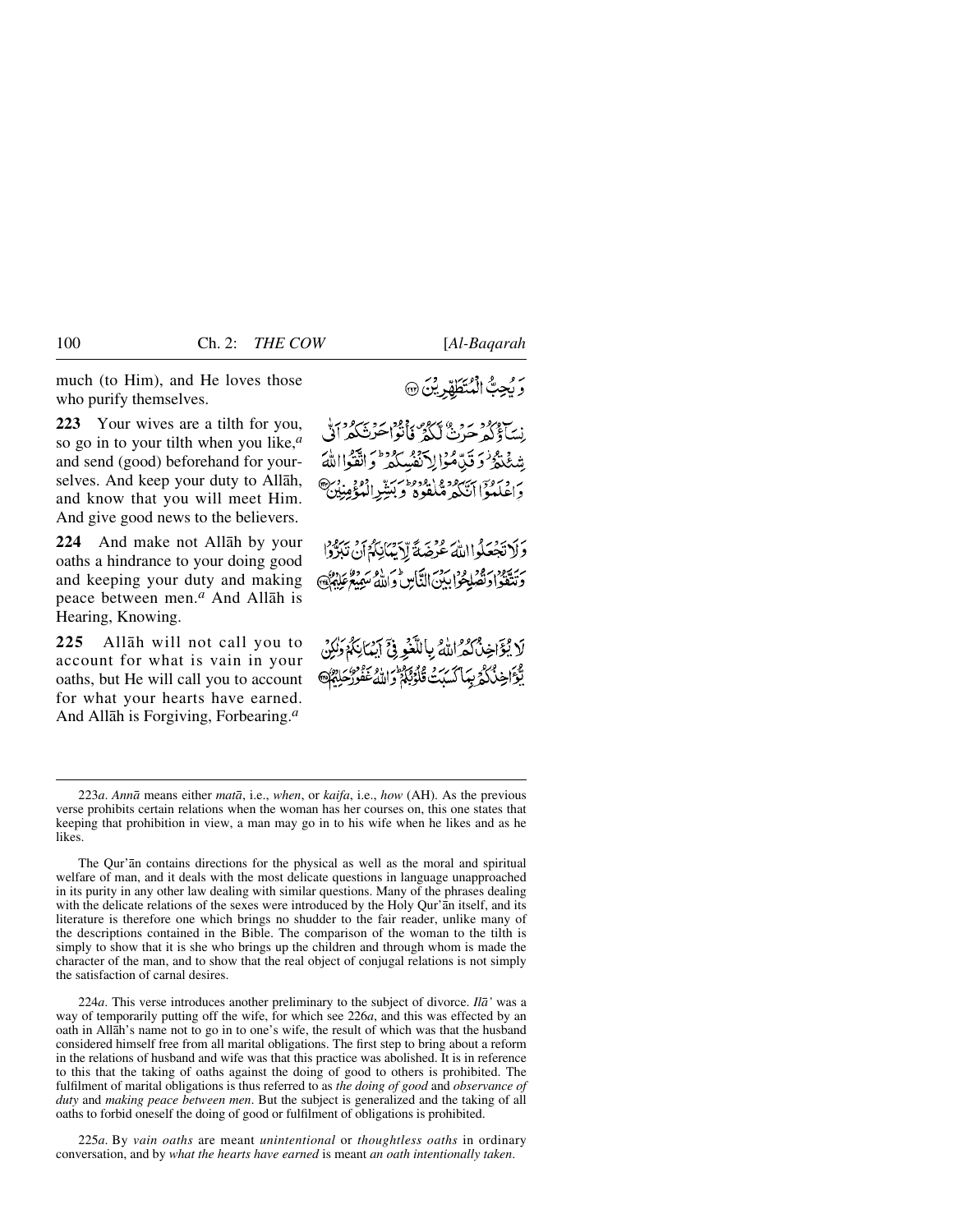much (to Him), and He loves those who purify themselves.

وَ يُحِبُّ الْمُتَطَهِّرِينَ ﴿٢٢٢﴾

**223** Your wives are a tilth for you, so go in to your tilth when you like,[a] and send (good) beforehand for yourselves. And keep your duty to Allāh, and know that you will meet Him. And give good news to the believers.

نِسَآؤُكُمْ حَرْثٌ لَّكُمْ فَأْتُوا حَرْثَكُمْ أَنّٰى شِئْتُمْ وَ قَدِّمُوا لِأَنْفُسِكُمْ وَ اتَّقُوا اللّٰهَ وَ اعْلَمُوٓا أَنَّكُمْ مُّلٰقُوهُ وَ بَشِّرِ الْمُؤْمِنِينَ ﴿٢٢٣﴾

**224** And make not Allāh by your oaths a hindrance to your doing good and keeping your duty and making peace between men.[a] And Allāh is Hearing, Knowing.

وَ لَا تَجْعَلُوا اللّٰهَ عُرْضَةً لِّأَيْمَانِكُمْ أَنْ تَبَرُّوا وَ تَتَّقُوا وَ تُصْلِحُوا بَيْنَ النَّاسِ وَ اللّٰهُ سَمِيعٌ عَلِيمٌ ﴿٢٢٤﴾

**225** Allāh will not call you to account for what is vain in your oaths, but He will call you to account for what your hearts have earned. And Allāh is Forgiving, Forbearing.[a]

لَا يُؤَاخِذُكُمُ اللّٰهُ بِاللَّغْوِ فِيٓ أَيْمَانِكُمْ وَ لٰكِنْ يُّؤَاخِذُكُمْ بِمَا كَسَبَتْ قُلُوبُكُمْ وَ اللّٰهُ غَفُورٌ حَلِيمٌ ﴿٢٢٥﴾

---

223*a*. *Annā* means either *matā*, i.e., *when*, or *kaifa*, i.e., *how* (AH). As the previous verse prohibits certain relations when the woman has her courses on, this one states that keeping that prohibition in view, a man may go in to his wife when he likes and as he likes.

The Qur'ān contains directions for the physical as well as the moral and spiritual welfare of man, and it deals with the most delicate questions in language unapproached in its purity in any other law dealing with similar questions. Many of the phrases dealing with the delicate relations of the sexes were introduced by the Holy Qur'ān itself, and its literature is therefore one which brings no shudder to the fair reader, unlike many of the descriptions contained in the Bible. The comparison of the woman to the tilth is simply to show that it is she who brings up the children and through whom is made the character of the man, and to show that the real object of conjugal relations is not simply the satisfaction of carnal desires.

224*a*. This verse introduces another preliminary to the subject of divorce. *Ilā'* was a way of temporarily putting off the wife, for which see 226*a*, and this was effected by an oath in Allāh's name not to go in to one's wife, the result of which was that the husband considered himself free from all marital obligations. The first step to bring about a reform in the relations of husband and wife was that this practice was abolished. It is in reference to this that the taking of oaths against the doing of good to others is prohibited. The fulfilment of marital obligations is thus referred to as *the doing of good* and *observance of duty* and *making peace between men*. But the subject is generalized and the taking of all oaths to forbid oneself the doing of good or fulfilment of obligations is prohibited.

225*a*. By *vain oaths* are meant *unintentional* or *thoughtless oaths* in ordinary conversation, and by *what the hearts have earned* is meant *an oath intentionally taken*.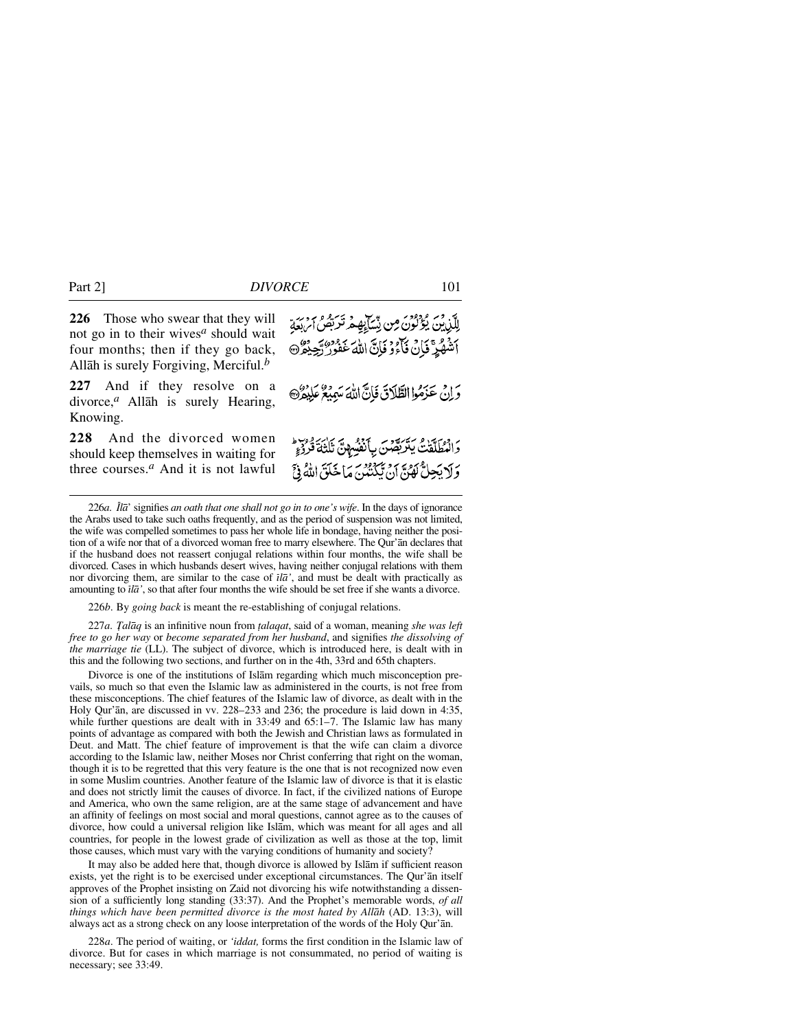**226** Those who swear that they will not go in to their wives[a] should wait four months; then if they go back, Allāh is surely Forgiving, Merciful.[b]

لِلَّذِينَ يُؤْلُونَ مِن نِّسَآئِهِمْ تَرَبُّصُ أَرْبَعَةِ أَشْهُرٍ ۖ فَإِن فَآءُو فَإِنَّ ٱللَّهَ غَفُورٌ رَّحِيمٌ

**227** And if they resolve on a divorce,[a] Allāh is surely Hearing, Knowing.

وَإِنْ عَزَمُوا ٱلطَّلَاقَ فَإِنَّ ٱللَّهَ سَمِيعٌ عَلِيمٌ

**228** And the divorced women should keep themselves in waiting for three courses.[a] And it is not lawful

وَٱلْمُطَلَّقَٰتُ يَتَرَبَّصْنَ بِأَنفُسِهِنَّ ثَلَٰثَةَ قُرُوٓءٍ ۚ وَلَا يَحِلُّ لَهُنَّ أَن يَكْتُمْنَ مَا خَلَقَ ٱللَّهُ فِىٓ

---

226*a*. *Īlā'* signifies *an oath that one shall not go in to one's wife*. In the days of ignorance the Arabs used to take such oaths frequently, and as the period of suspension was not limited, the wife was compelled sometimes to pass her whole life in bondage, having neither the position of a wife nor that of a divorced woman free to marry elsewhere. The Qur'ān declares that if the husband does not reassert conjugal relations within four months, the wife shall be divorced. Cases in which husbands desert wives, having neither conjugal relations with them nor divorcing them, are similar to the case of *ilā'*, and must be dealt with practically as amounting to *ilā'*, so that after four months the wife should be set free if she wants a divorce.

226*b*. By *going back* is meant the re-establishing of conjugal relations.

227*a*. *Ṭalāq* is an infinitive noun from *ṭalaqat*, said of a woman, meaning *she was left free to go her way* or *become separated from her husband*, and signifies *the dissolving of the marriage tie* (LL). The subject of divorce, which is introduced here, is dealt with in this and the following two sections, and further on in the 4th, 33rd and 65th chapters.

Divorce is one of the institutions of Islām regarding which much misconception prevails, so much so that even the Islamic law as administered in the courts, is not free from these misconceptions. The chief features of the Islamic law of divorce, as dealt with in the Holy Qur'ān, are discussed in vv. 228–233 and 236; the procedure is laid down in 4:35, while further questions are dealt with in 33:49 and 65:1–7. The Islamic law has many points of advantage as compared with both the Jewish and Christian laws as formulated in Deut. and Matt. The chief feature of improvement is that the wife can claim a divorce according to the Islamic law, neither Moses nor Christ conferring that right on the woman, though it is to be regretted that this very feature is the one that is not recognized now even in some Muslim countries. Another feature of the Islamic law of divorce is that it is elastic and does not strictly limit the causes of divorce. In fact, if the civilized nations of Europe and America, who own the same religion, are at the same stage of advancement and have an affinity of feelings on most social and moral questions, cannot agree as to the causes of divorce, how could a universal religion like Islām, which was meant for all ages and all countries, for people in the lowest grade of civilization as well as those at the top, limit those causes, which must vary with the varying conditions of humanity and society?

It may also be added here that, though divorce is allowed by Islām if sufficient reason exists, yet the right is to be exercised under exceptional circumstances. The Qur'ān itself approves of the Prophet insisting on Zaid not divorcing his wife notwithstanding a dissension of a sufficiently long standing (33:37). And the Prophet's memorable words, *of all things which have been permitted divorce is the most hated by Allāh* (AD. 13:3), will always act as a strong check on any loose interpretation of the words of the Holy Qur'ān.

228*a*. The period of waiting, or *'iddat,* forms the first condition in the Islamic law of divorce. But for cases in which marriage is not consummated, no period of waiting is necessary; see 33:49.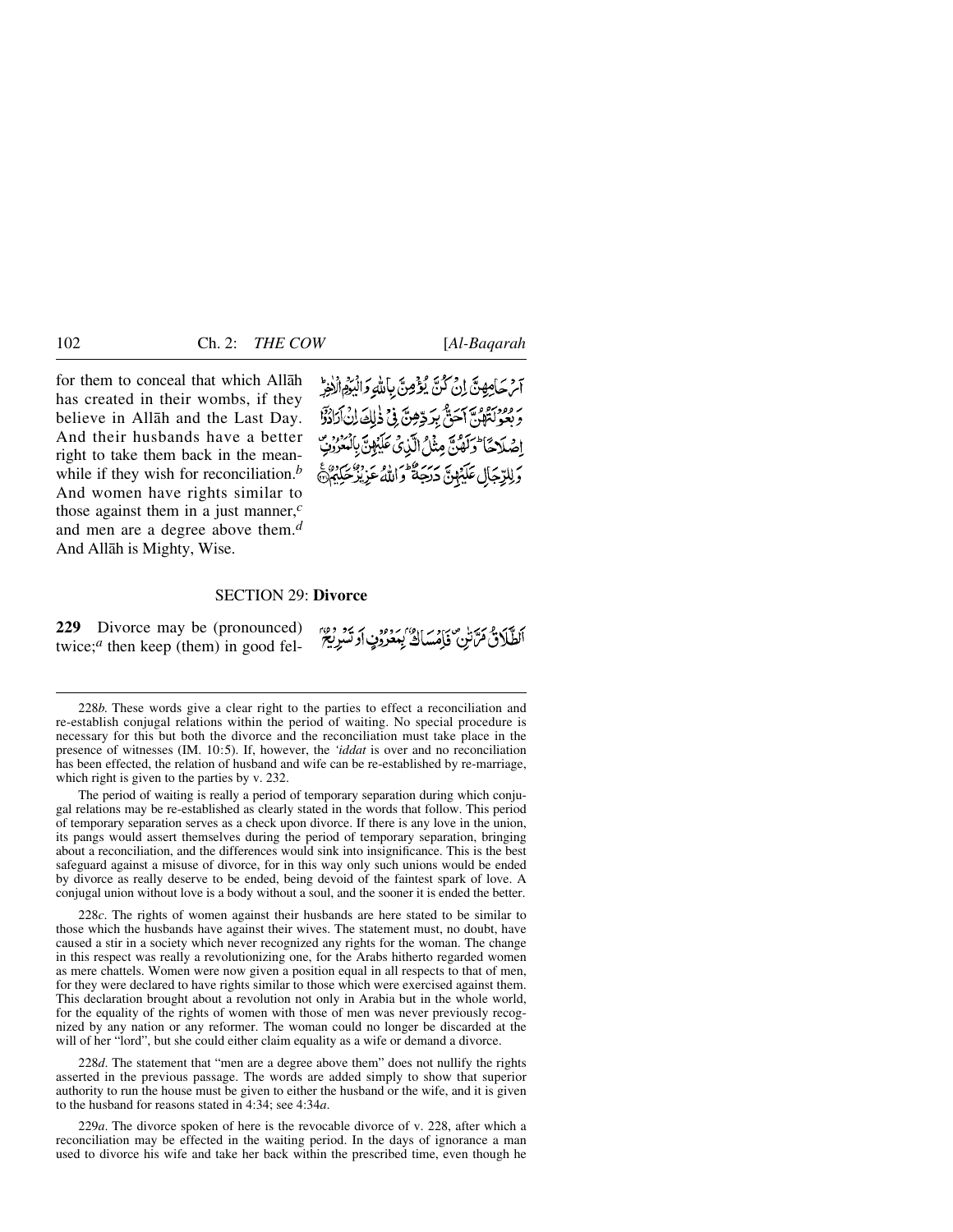for them to conceal that which Allāh has created in their wombs, if they believe in Allāh and the Last Day. And their husbands have a better right to take them back in the meanwhile if they wish for reconciliation.[b] And women have rights similar to those against them in a just manner,[c] and men are a degree above them.[d] And Allāh is Mighty, Wise.

أَرْحَامِهِنَّ إِن كُنَّ يُؤْمِنَّ بِاللَّهِ وَالْيَوْمِ الْآخِرِ ۚ وَبُعُولَتُهُنَّ أَحَقُّ بِرَدِّهِنَّ فِي ذَٰلِكَ إِنْ أَرَادُوا إِصْلَاحًا ۚ وَلَهُنَّ مِثْلُ الَّذِي عَلَيْهِنَّ بِالْمَعْرُوفِ ۚ وَلِلرِّجَالِ عَلَيْهِنَّ دَرَجَةٌ ۗ وَاللَّهُ عَزِيزٌ حَكِيمٌ

## SECTION 29: Divorce

**229** Divorce may be (pronounced) twice;[a] then keep (them) in good fel-

الطَّلَاقُ مَرَّتَانِ ۖ فَإِمْسَاكٌ بِمَعْرُوفٍ أَوْ تَسْرِيحٌ

---

228*b*. These words give a clear right to the parties to effect a reconciliation and re-establish conjugal relations within the period of waiting. No special procedure is necessary for this but both the divorce and the reconciliation must take place in the presence of witnesses (IM. 10:5). If, however, the *'iddat* is over and no reconciliation has been effected, the relation of husband and wife can be re-established by re-marriage, which right is given to the parties by v. 232.

The period of waiting is really a period of temporary separation during which conjugal relations may be re-established as clearly stated in the words that follow. This period of temporary separation serves as a check upon divorce. If there is any love in the union, its pangs would assert themselves during the period of temporary separation, bringing about a reconciliation, and the differences would sink into insignificance. This is the best safeguard against a misuse of divorce, for in this way only such unions would be ended by divorce as really deserve to be ended, being devoid of the faintest spark of love. A conjugal union without love is a body without a soul, and the sooner it is ended the better.

228*c*. The rights of women against their husbands are here stated to be similar to those which the husbands have against their wives. The statement must, no doubt, have caused a stir in a society which never recognized any rights for the woman. The change in this respect was really a revolutionizing one, for the Arabs hitherto regarded women as mere chattels. Women were now given a position equal in all respects to that of men, for they were declared to have rights similar to those which were exercised against them. This declaration brought about a revolution not only in Arabia but in the whole world, for the equality of the rights of women with those of men was never previously recognized by any nation or any reformer. The woman could no longer be discarded at the will of her "lord", but she could either claim equality as a wife or demand a divorce.

228*d*. The statement that "men are a degree above them" does not nullify the rights asserted in the previous passage. The words are added simply to show that superior authority to run the house must be given to either the husband or the wife, and it is given to the husband for reasons stated in 4:34; see 4:34*a*.

229*a*. The divorce spoken of here is the revocable divorce of v. 228, after which a reconciliation may be effected in the waiting period. In the days of ignorance a man used to divorce his wife and take her back within the prescribed time, even though he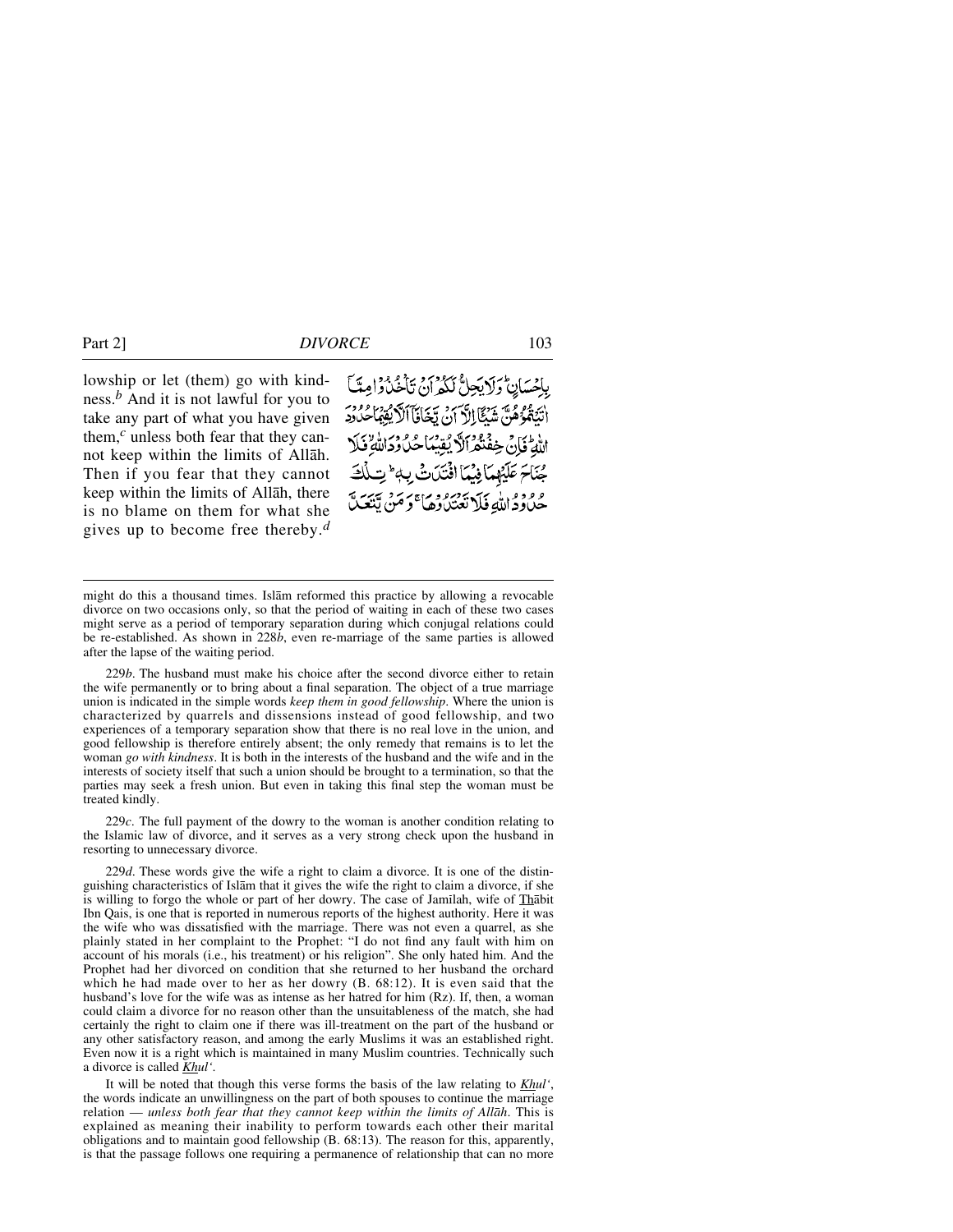lowship or let (them) go with kindness.[b] And it is not lawful for you to take any part of what you have given them,[c] unless both fear that they cannot keep within the limits of Allāh. Then if you fear that they cannot keep within the limits of Allāh, there is no blame on them for what she gives up to become free thereby.[d]

بِإِحْسَانٍ ۗ وَلَا يَحِلُّ لَكُمْ أَنْ تَأْخُذُوا مِمَّا آتَيْتُمُوهُنَّ شَيْئًا إِلَّا أَنْ يَخَافَا أَلَّا يُقِيمَا حُدُودَ اللَّهِ ۖ فَإِنْ خِفْتُمْ أَلَّا يُقِيمَا حُدُودَ اللَّهِ فَلَا جُنَاحَ عَلَيْهِمَا فِيمَا افْتَدَتْ بِهِ ۗ تِلْكَ حُدُودُ اللَّهِ فَلَا تَعْتَدُوهَا ۚ وَمَنْ يَتَعَدَّ

---

might do this a thousand times. Islām reformed this practice by allowing a revocable divorce on two occasions only, so that the period of waiting in each of these two cases might serve as a period of temporary separation during which conjugal relations could be re-established. As shown in 228*b*, even re-marriage of the same parties is allowed after the lapse of the waiting period.

229*b*. The husband must make his choice after the second divorce either to retain the wife permanently or to bring about a final separation. The object of a true marriage union is indicated in the simple words *keep them in good fellowship*. Where the union is characterized by quarrels and dissensions instead of good fellowship, and two experiences of a temporary separation show that there is no real love in the union, and good fellowship is therefore entirely absent; the only remedy that remains is to let the woman *go with kindness*. It is both in the interests of the husband and the wife and in the interests of society itself that such a union should be brought to a termination, so that the parties may seek a fresh union. But even in taking this final step the woman must be treated kindly.

229*c*. The full payment of the dowry to the woman is another condition relating to the Islamic law of divorce, and it serves as a very strong check upon the husband in resorting to unnecessary divorce.

229*d*. These words give the wife a right to claim a divorce. It is one of the distinguishing characteristics of Islām that it gives the wife the right to claim a divorce, if she is willing to forgo the whole or part of her dowry. The case of Jamīlah, wife of Thābit Ibn Qais, is one that is reported in numerous reports of the highest authority. Here it was the wife who was dissatisfied with the marriage. There was not even a quarrel, as she plainly stated in her complaint to the Prophet: "I do not find any fault with him on account of his morals (i.e., his treatment) or his religion". She only hated him. And the Prophet had her divorced on condition that she returned to her husband the orchard which he had made over to her as her dowry (B. 68:12). It is even said that the husband's love for the wife was as intense as her hatred for him (Rz). If, then, a woman could claim a divorce for no reason other than the unsuitableness of the match, she had certainly the right to claim one if there was ill-treatment on the part of the husband or any other satisfactory reason, and among the early Muslims it was an established right. Even now it is a right which is maintained in many Muslim countries. Technically such a divorce is called *Khul'*.

It will be noted that though this verse forms the basis of the law relating to *Khul'*, the words indicate an unwillingness on the part of both spouses to continue the marriage relation — *unless both fear that they cannot keep within the limits of Allāh*. This is explained as meaning their inability to perform towards each other their marital obligations and to maintain good fellowship (B. 68:13). The reason for this, apparently, is that the passage follows one requiring a permanence of relationship that can no more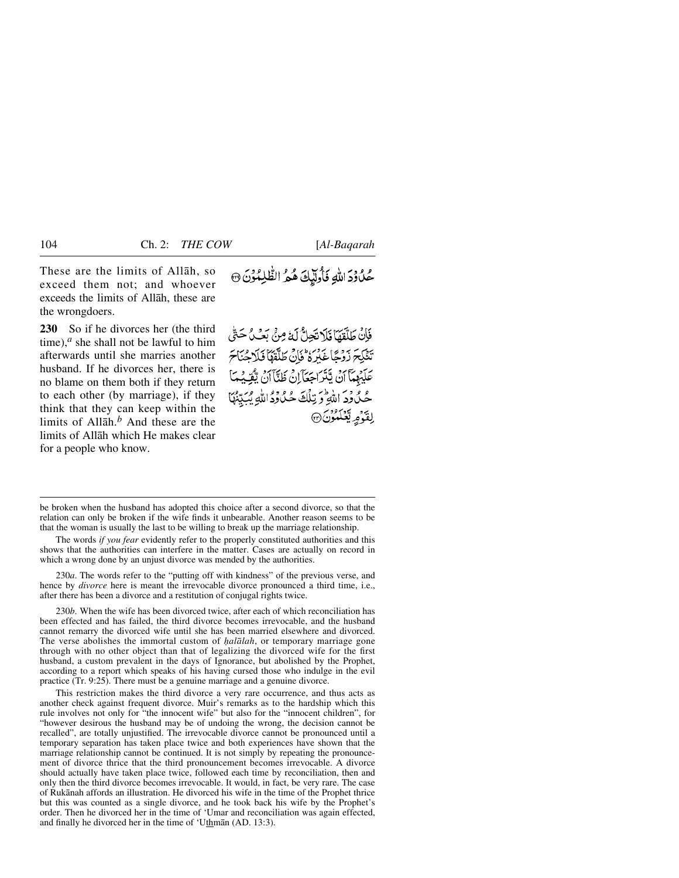These are the limits of Allāh, so exceed them not; and whoever exceeds the limits of Allāh, these are the wrongdoers.

حُدُوْدَ اللّٰهِ فَأُولٰٓئِكَ هُمُ الظّٰلِمُوْنَ ۝

**230** So if he divorces her (the third time),[a] she shall not be lawful to him afterwards until she marries another husband. If he divorces her, there is no blame on them both if they return to each other (by marriage), if they think that they can keep within the limits of Allāh.[b] And these are the limits of Allāh which He makes clear for a people who know.

فَاِنْ طَلَّقَهَا فَلَا تَحِلُّ لَهٗ مِنْۢ بَعْدُ حَتّٰى تَنْكِحَ زَوْجًا غَيْرَهٗ ؕ فَاِنْ طَلَّقَهَا فَلَا جُنَاحَ عَلَيْهِمَآ اَنْ يَّتَرَاجَعَآ اِنْ ظَنَّآ اَنْ يُّقِيْمَا حُدُوْدَ اللّٰهِ ؕ وَتِلْكَ حُدُوْدُ اللّٰهِ يُبَيِّنُهَا لِقَوْمٍ يَّعْلَمُوْنَ ۝

---

be broken when the husband has adopted this choice after a second divorce, so that the relation can only be broken if the wife finds it unbearable. Another reason seems to be that the woman is usually the last to be willing to break up the marriage relationship.

The words *if you fear* evidently refer to the properly constituted authorities and this shows that the authorities can interfere in the matter. Cases are actually on record in which a wrong done by an unjust divorce was mended by the authorities.

230*a*. The words refer to the "putting off with kindness" of the previous verse, and hence by *divorce* here is meant the irrevocable divorce pronounced a third time, i.e., after there has been a divorce and a restitution of conjugal rights twice.

230*b*. When the wife has been divorced twice, after each of which reconciliation has been effected and has failed, the third divorce becomes irrevocable, and the husband cannot remarry the divorced wife until she has been married elsewhere and divorced. The verse abolishes the immortal custom of *ḥalālah*, or temporary marriage gone through with no other object than that of legalizing the divorced wife for the first husband, a custom prevalent in the days of Ignorance, but abolished by the Prophet, according to a report which speaks of his having cursed those who indulge in the evil practice (Tr. 9:25). There must be a genuine marriage and a genuine divorce.

This restriction makes the third divorce a very rare occurrence, and thus acts as another check against frequent divorce. Muir's remarks as to the hardship which this rule involves not only for "the innocent wife" but also for the "innocent children", for "however desirous the husband may be of undoing the wrong, the decision cannot be recalled", are totally unjustified. The irrevocable divorce cannot be pronounced until a temporary separation has taken place twice and both experiences have shown that the marriage relationship cannot be continued. It is not simply by repeating the pronouncement of divorce thrice that the third pronouncement becomes irrevocable. A divorce should actually have taken place twice, followed each time by reconciliation, then and only then the third divorce becomes irrevocable. It would, in fact, be very rare. The case of Rukānah affords an illustration. He divorced his wife in the time of the Prophet thrice but this was counted as a single divorce, and he took back his wife by the Prophet's order. Then he divorced her in the time of 'Umar and reconciliation was again effected, and finally he divorced her in the time of 'Uthmān (AD. 13:3).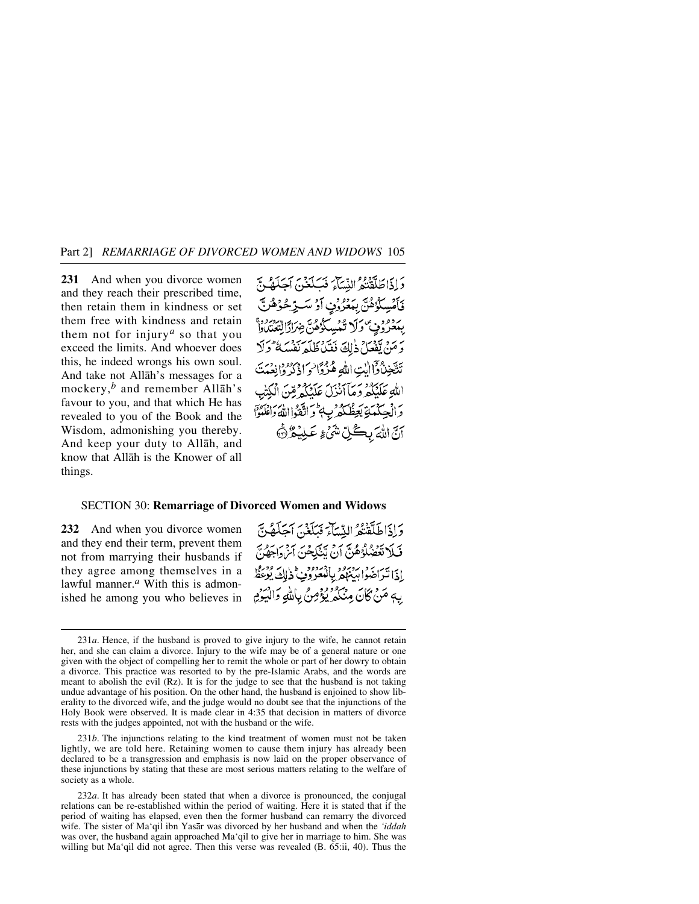**231** And when you divorce women and they reach their prescribed time, then retain them in kindness or set them free with kindness and retain them not for injury[a] so that you exceed the limits. And whoever does this, he indeed wrongs his own soul. And take not Allāh's messages for a mockery,[b] and remember Allāh's favour to you, and that which He has revealed to you of the Book and the Wisdom, admonishing you thereby. And keep your duty to Allāh, and know that Allāh is the Knower of all things.

وَ اِذَا طَلَّقۡتُمُ النِّسَآءَ فَبَلَغۡنَ اَجَلَهُنَّ فَاَمۡسِكُوۡهُنَّ بِمَعۡرُوۡفٍ اَوۡ سَرِّحُوۡهُنَّ بِمَعۡرُوۡفٍ ۪ وَ لَا تُمۡسِكُوۡهُنَّ ضِرَارًا لِّتَعۡتَدُوۡا ۚ وَ مَنۡ یَّفۡعَلۡ ذٰلِکَ فَقَدۡ ظَلَمَ نَفۡسَهٗ ؕ وَ لَا تَتَّخِذُوۡۤا اٰیٰتِ اللّٰهِ هُزُوًا ۫ وَّ اذۡکُرُوۡا نِعۡمَتَ اللّٰهِ عَلَیۡکُمۡ وَ مَاۤ اَنۡزَلَ عَلَیۡکُمۡ مِّنَ الۡکِتٰبِ وَ الۡحِکۡمَةِ یَعِظُکُمۡ بِهٖ ؕ وَ اتَّقُوا اللّٰهَ وَ اعۡلَمُوۡۤا اَنَّ اللّٰهَ بِکُلِّ شَیۡءٍ عَلِیۡمٌ ﴿۲۳۱﴾

## SECTION 30: Remarriage of Divorced Women and Widows

**232** And when you divorce women and they end their term, prevent them not from marrying their husbands if they agree among themselves in a lawful manner.[a] With this is admonished he among you who believes in

وَ اِذَا طَلَّقۡتُمُ النِّسَآءَ فَبَلَغۡنَ اَجَلَهُنَّ فَلَا تَعۡضُلُوۡهُنَّ اَنۡ یَّنۡکِحۡنَ اَزۡوَاجَهُنَّ اِذَا تَرَاضَوۡا بَیۡنَهُمۡ بِالۡمَعۡرُوۡفِ ؕ ذٰلِکَ یُوۡعَظُ بِهٖ مَنۡ کَانَ مِنۡکُمۡ یُؤۡمِنُ بِاللّٰهِ وَ الۡیَوۡمِ

---

231*a*. Hence, if the husband is proved to give injury to the wife, he cannot retain her, and she can claim a divorce. Injury to the wife may be of a general nature or one given with the object of compelling her to remit the whole or part of her dowry to obtain a divorce. This practice was resorted to by the pre-Islamic Arabs, and the words are meant to abolish the evil (Rz). It is for the judge to see that the husband is not taking undue advantage of his position. On the other hand, the husband is enjoined to show liberality to the divorced wife, and the judge would no doubt see that the injunctions of the Holy Book were observed. It is made clear in 4:35 that decision in matters of divorce rests with the judges appointed, not with the husband or the wife.

231*b*. The injunctions relating to the kind treatment of women must not be taken lightly, we are told here. Retaining women to cause them injury has already been declared to be a transgression and emphasis is now laid on the proper observance of these injunctions by stating that these are most serious matters relating to the welfare of society as a whole.

232*a*. It has already been stated that when a divorce is pronounced, the conjugal relations can be re-established within the period of waiting. Here it is stated that if the period of waiting has elapsed, even then the former husband can remarry the divorced wife. The sister of Ma'qil ibn Yasār was divorced by her husband and when the *'iddah* was over, the husband again approached Ma'qil to give her in marriage to him. She was willing but Ma'qil did not agree. Then this verse was revealed (B. 65:ii, 40). Thus the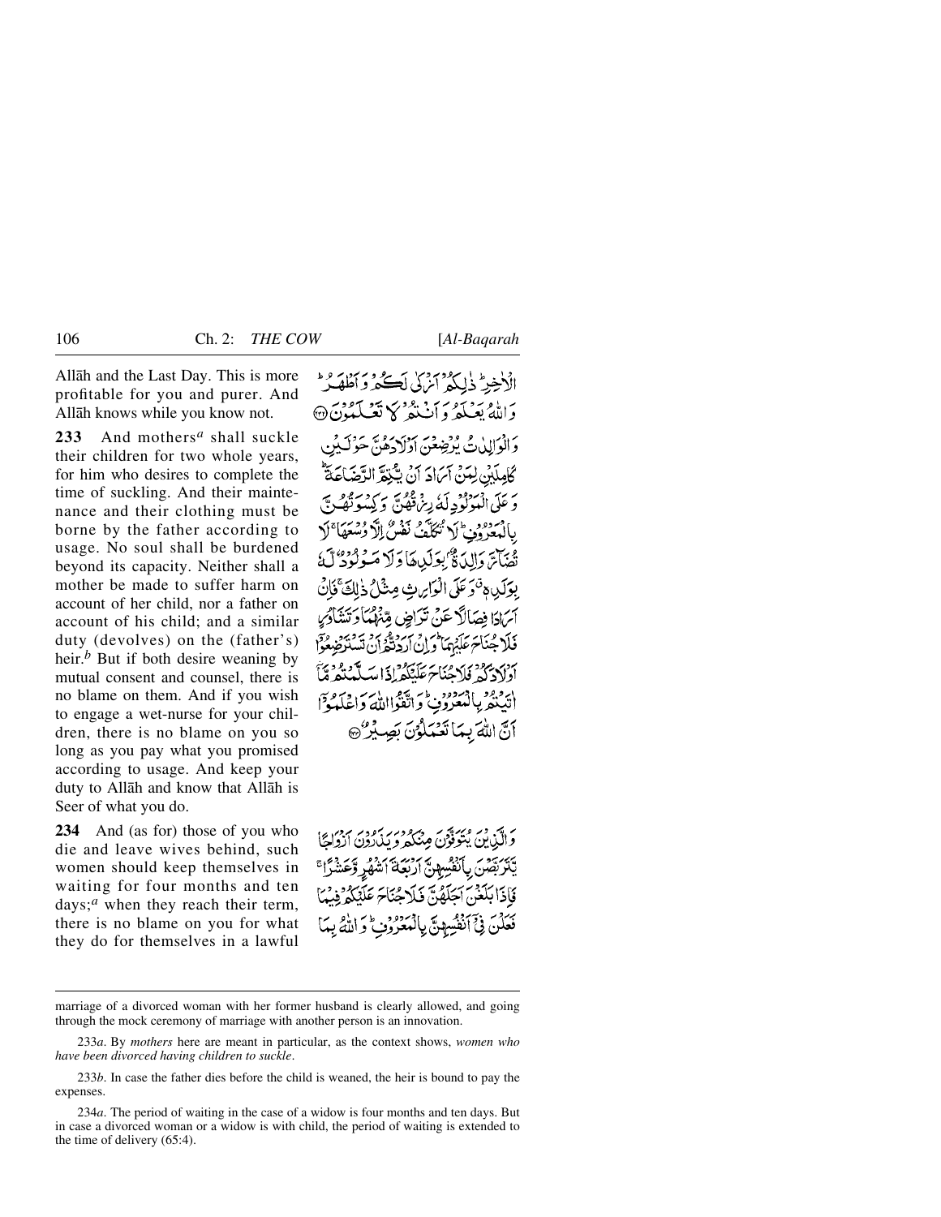Allāh and the Last Day. This is more profitable for you and purer. And Allāh knows while you know not.

الْاٰخِرِ ؕ ذٰلِكُمْ اَزْكٰى لَكُمْ وَاَطْهَرُ ؕ وَاللّٰهُ يَعْلَمُ وَاَنْتُمْ لَا تَعْلَمُوْنَ ۝

**233** And mothers[a] shall suckle their children for two whole years, for him who desires to complete the time of suckling. And their maintenance and their clothing must be borne by the father according to usage. No soul shall be burdened beyond its capacity. Neither shall a mother be made to suffer harm on account of her child, nor a father on account of his child; and a similar duty (devolves) on the (father's) heir.[b] But if both desire weaning by mutual consent and counsel, there is no blame on them. And if you wish to engage a wet-nurse for your children, there is no blame on you so long as you pay what you promised according to usage. And keep your duty to Allāh and know that Allāh is Seer of what you do.

وَالْوٰلِدٰتُ يُرْضِعْنَ اَوْلَادَهُنَّ حَوْلَيْنِ كَامِلَيْنِ لِمَنْ اَرَادَ اَنْ يُّتِمَّ الرَّضَاعَةَ ؕ وَعَلَى الْمَوْلُوْدِ لَهٗ رِزْقُهُنَّ وَكِسْوَتُهُنَّ بِالْمَعْرُوْفِ ؕ لَا تُكَلَّفُ نَفْسٌ اِلَّا وُسْعَهَا ۚ لَا تُضَآرَّ وَالِدَةٌۢ بِوَلَدِهَا وَلَا مَوْلُوْدٌ لَّهٗ بِوَلَدِهٖ ۚ وَعَلَى الْوَارِثِ مِثْلُ ذٰلِكَ ۚ فَاِنْ اَرَادَا فِصَالًا عَنْ تَرَاضٍ مِّنْهُمَا وَتَشَاوُرٍ فَلَا جُنَاحَ عَلَيْهِمَا ؕ وَاِنْ اَرَدْتُّمْ اَنْ تَسْتَرْضِعُوْٓا اَوْلَادَكُمْ فَلَا جُنَاحَ عَلَيْكُمْ اِذَا سَلَّمْتُمْ مَّآ اٰتَيْتُمْ بِالْمَعْرُوْفِ ؕ وَاتَّقُوا اللّٰهَ وَاعْلَمُوْٓا اَنَّ اللّٰهَ بِمَا تَعْمَلُوْنَ بَصِيْرٌ ۝

**234** And (as for) those of you who die and leave wives behind, such women should keep themselves in waiting for four months and ten days;[a] when they reach their term, there is no blame on you for what they do for themselves in a lawful

وَالَّذِيْنَ يُتَوَفَّوْنَ مِنْكُمْ وَيَذَرُوْنَ اَزْوَاجًا يَّتَرَبَّصْنَ بِاَنْفُسِهِنَّ اَرْبَعَةَ اَشْهُرٍ وَّعَشْرًا ۚ فَاِذَا بَلَغْنَ اَجَلَهُنَّ فَلَا جُنَاحَ عَلَيْكُمْ فِيْمَا فَعَلْنَ فِيْٓ اَنْفُسِهِنَّ بِالْمَعْرُوْفِ ؕ وَاللّٰهُ بِمَا

---

marriage of a divorced woman with her former husband is clearly allowed, and going through the mock ceremony of marriage with another person is an innovation.

233*a*. By *mothers* here are meant in particular, as the context shows, *women who have been divorced having children to suckle*.

233*b*. In case the father dies before the child is weaned, the heir is bound to pay the expenses.

234*a*. The period of waiting in the case of a widow is four months and ten days. But in case a divorced woman or a widow is with child, the period of waiting is extended to the time of delivery (65:4).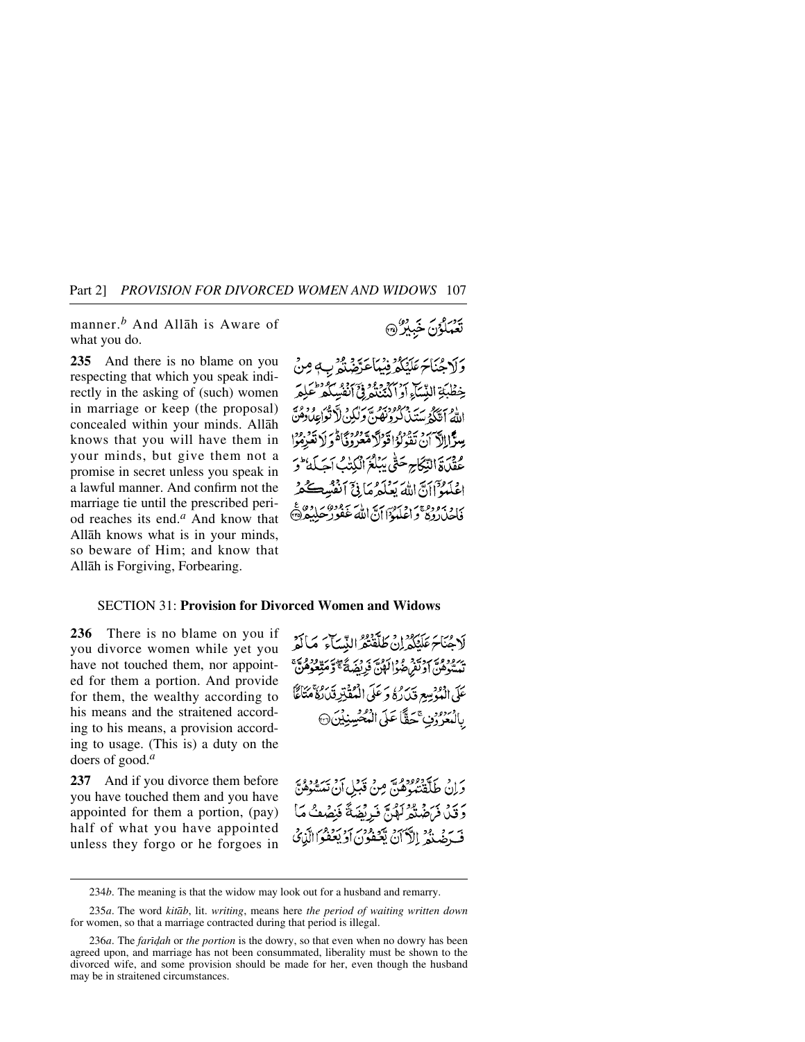manner.[b] And Allāh is Aware of what you do.

تَعۡمَلُوۡنَ خَبِیۡرٌ ﴿۲۳۴﴾

**235** And there is no blame on you respecting that which you speak indirectly in the asking of (such) women in marriage or keep (the proposal) concealed within your minds. Allāh knows that you will have them in your minds, but give them not a promise in secret unless you speak in a lawful manner. And confirm not the marriage tie until the prescribed period reaches its end.[a] And know that Allāh knows what is in your minds, so beware of Him; and know that Allāh is Forgiving, Forbearing.

وَ لَا جُنَاحَ عَلَیۡکُمۡ فِیۡمَا عَرَّضۡتُمۡ بِہٖ مِنۡ خِطۡبَۃِ النِّسَآءِ اَوۡ اَکۡنَنۡتُمۡ فِیۡۤ اَنۡفُسِکُمۡ ؕ عَلِمَ اللّٰہُ اَنَّکُمۡ سَتَذۡکُرُوۡنَہُنَّ وَ لٰکِنۡ لَّا تُوَاعِدُوۡہُنَّ سِرًّا اِلَّاۤ اَنۡ تَقُوۡلُوۡا قَوۡلًا مَّعۡرُوۡفًا ۬ؕ وَ لَا تَعۡزِمُوۡا عُقۡدَۃَ النِّکَاحِ حَتّٰی یَبۡلُغَ الۡکِتٰبُ اَجَلَہٗ ؕ وَ اعۡلَمُوۡۤا اَنَّ اللّٰہَ یَعۡلَمُ مَا فِیۡۤ اَنۡفُسِکُمۡ فَاحۡذَرُوۡہُ ۚ وَ اعۡلَمُوۡۤا اَنَّ اللّٰہَ غَفُوۡرٌ حَلِیۡمٌ ﴿۲۳۵﴾

## SECTION 31: Provision for Divorced Women and Widows

**236** There is no blame on you if you divorce women while yet you have not touched them, nor appointed for them a portion. And provide for them, the wealthy according to his means and the straitened according to his means, a provision according to usage. (This is) a duty on the doers of good.[a]

لَا جُنَاحَ عَلَیۡکُمۡ اِنۡ طَلَّقۡتُمُ النِّسَآءَ مَا لَمۡ تَمَسُّوۡہُنَّ اَوۡ تَفۡرِضُوۡا لَہُنَّ فَرِیۡضَۃً ۚۖ وَّ مَتِّعُوۡہُنَّ ۚ عَلَی الۡمُوۡسِعِ قَدَرُہٗ وَ عَلَی الۡمُقۡتِرِ قَدَرُہٗ ۚ مَتَاعًۢا بِالۡمَعۡرُوۡفِ ۚ حَقًّا عَلَی الۡمُحۡسِنِیۡنَ ﴿۲۳۶﴾

**237** And if you divorce them before you have touched them and you have appointed for them a portion, (pay) half of what you have appointed unless they forgo or he forgoes in

وَ اِنۡ طَلَّقۡتُمُوۡہُنَّ مِنۡ قَبۡلِ اَنۡ تَمَسُّوۡہُنَّ وَ قَدۡ فَرَضۡتُمۡ لَہُنَّ فَرِیۡضَۃً فَنِصۡفُ مَا فَرَضۡتُمۡ اِلَّاۤ اَنۡ یَّعۡفُوۡنَ اَوۡ یَعۡفُوَا الَّذِیۡ

---

234*b*. The meaning is that the widow may look out for a husband and remarry.

235*a*. The word *kitāb*, lit. *writing*, means here *the period of waiting written down* for women, so that a marriage contracted during that period is illegal.

236*a*. The *farīḍah* or *the portion* is the dowry, so that even when no dowry has been agreed upon, and marriage has not been consummated, liberality must be shown to the divorced wife, and some provision should be made for her, even though the husband may be in straitened circumstances.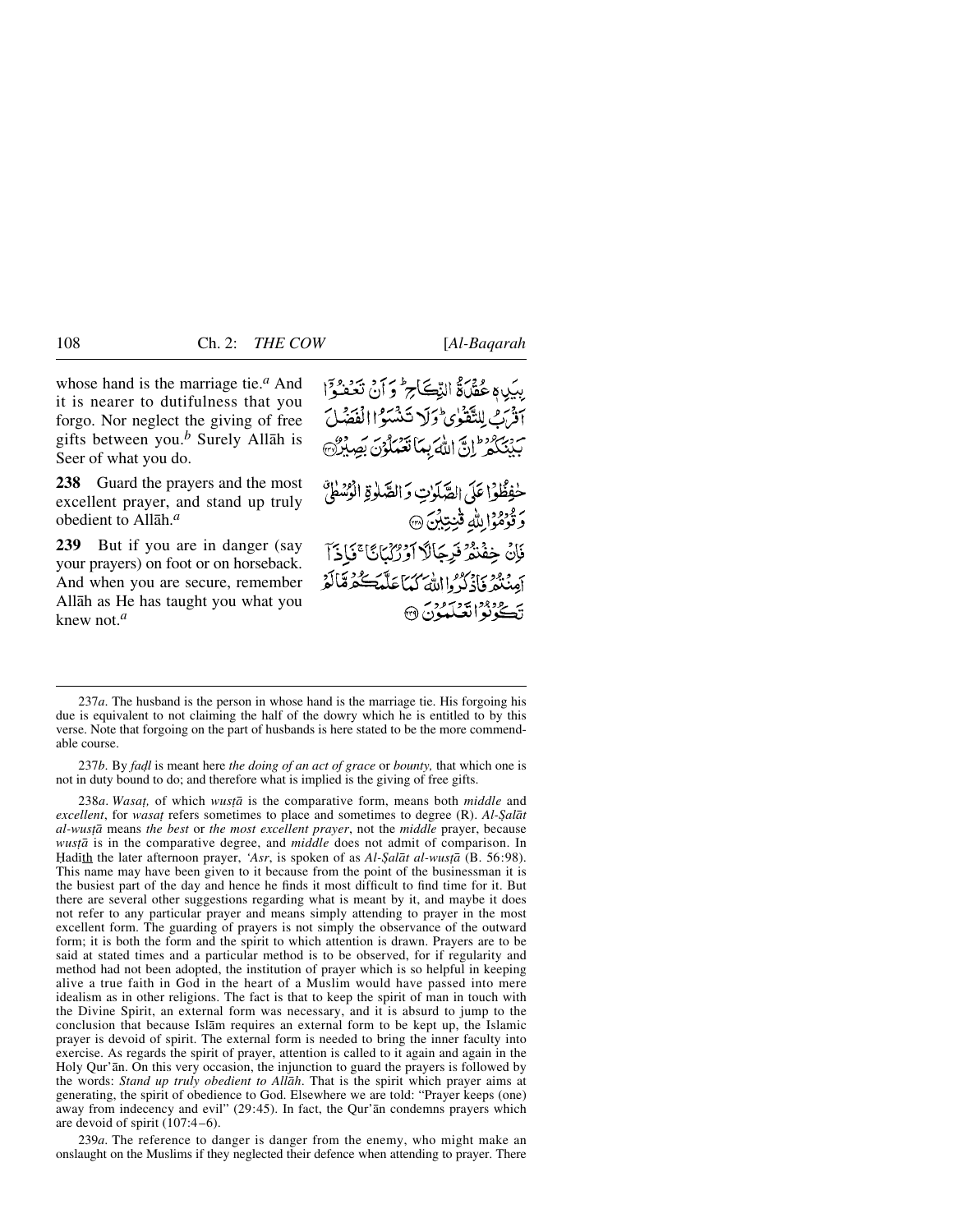whose hand is the marriage tie.[a] And it is nearer to dutifulness that you forgo. Nor neglect the giving of free gifts between you.[b] Surely Allāh is Seer of what you do.

بِيَدِهٖ عُقۡدَۃُ النِّکَاحِ ؕ وَ اَنۡ تَعۡفُوۡۤا اَقۡرَبُ لِلتَّقۡوٰی ؕ وَ لَا تَنۡسَوُا الۡفَضۡلَ بَیۡنَکُمۡ ؕ اِنَّ اللّٰہَ بِمَا تَعۡمَلُوۡنَ بَصِیۡرٌ ﴿۲۳۷﴾

**238** Guard the prayers and the most excellent prayer, and stand up truly obedient to Allāh.[a]

حٰفِظُوۡا عَلَی الصَّلَوٰتِ وَ الصَّلٰوۃِ الۡوُسۡطٰی ٭ وَ قُوۡمُوۡا لِلّٰہِ قٰنِتِیۡنَ ﴿۲۳۸﴾

**239** But if you are in danger (say your prayers) on foot or on horseback. And when you are secure, remember Allāh as He has taught you what you knew not.[a]

فَاِنۡ خِفۡتُمۡ فَرِجَالًا اَوۡ رُکۡبَانًا ۚ فَاِذَاۤ اَمِنۡتُمۡ فَاذۡکُرُوا اللّٰہَ کَمَا عَلَّمَکُمۡ مَّا لَمۡ تَکُوۡنُوۡا تَعۡلَمُوۡنَ ﴿۲۳۹﴾

---

237*a*. The husband is the person in whose hand is the marriage tie. His forgoing his due is equivalent to not claiming the half of the dowry which he is entitled to by this verse. Note that forgoing on the part of husbands is here stated to be the more commendable course.

237*b*. By *faḍl* is meant here *the doing of an act of grace* or *bounty,* that which one is not in duty bound to do; and therefore what is implied is the giving of free gifts.

238*a*. *Wasaṭ,* of which *wusṭā* is the comparative form, means both *middle* and *excellent*, for *wasaṭ* refers sometimes to place and sometimes to degree (R). *Al-Ṣalāt al-wusṭā* means *the best* or *the most excellent prayer*, not the *middle* prayer, because *wusṭā* is in the comparative degree, and *middle* does not admit of comparison. In Ḥadīth the later afternoon prayer, *'Asr*, is spoken of as *Al-Ṣalāt al-wusṭā* (B. 56:98). This name may have been given to it because from the point of the businessman it is the busiest part of the day and hence he finds it most difficult to find time for it. But there are several other suggestions regarding what is meant by it, and maybe it does not refer to any particular prayer and means simply attending to prayer in the most excellent form. The guarding of prayers is not simply the observance of the outward form; it is both the form and the spirit to which attention is drawn. Prayers are to be said at stated times and a particular method is to be observed, for if regularity and method had not been adopted, the institution of prayer which is so helpful in keeping alive a true faith in God in the heart of a Muslim would have passed into mere idealism as in other religions. The fact is that to keep the spirit of man in touch with the Divine Spirit, an external form was necessary, and it is absurd to jump to the conclusion that because Islām requires an external form to be kept up, the Islamic prayer is devoid of spirit. The external form is needed to bring the inner faculty into exercise. As regards the spirit of prayer, attention is called to it again and again in the Holy Qur'ān. On this very occasion, the injunction to guard the prayers is followed by the words: *Stand up truly obedient to Allāh*. That is the spirit which prayer aims at generating, the spirit of obedience to God. Elsewhere we are told: "Prayer keeps (one) away from indecency and evil" (29:45). In fact, the Qur'ān condemns prayers which are devoid of spirit (107:4–6).

239*a*. The reference to danger is danger from the enemy, who might make an onslaught on the Muslims if they neglected their defence when attending to prayer. There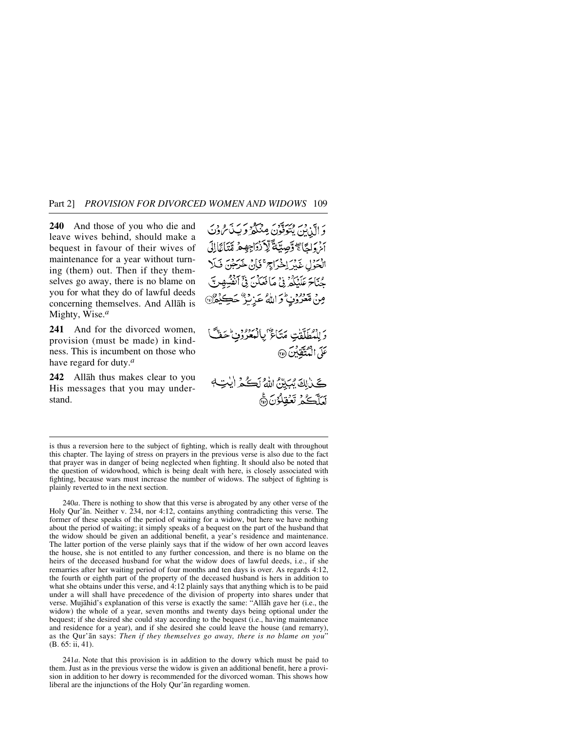**240** And those of you who die and leave wives behind, should make a bequest in favour of their wives of maintenance for a year without turning (them) out. Then if they themselves go away, there is no blame on you for what they do of lawful deeds concerning themselves. And Allāh is Mighty, Wise.[a]

وَ الَّذِيْنَ يُتَوَفَّوْنَ مِنْكُمْ وَ يَذَرُوْنَ اَزْوَاجًا ۖۚ وَّصِيَّةً لِّاَزْوَاجِهِمْ مَّتَاعًا اِلَى الْحَوْلِ غَيْرَ اِخْرَاجٍ ۚ فَاِنْ خَرَجْنَ فَلَا جُنَاحَ عَلَيْكُمْ فِيْ مَا فَعَلْنَ فِيْٓ اَنْفُسِهِنَّ مِنْ مَّعْرُوْفٍ ؕ وَ اللّٰهُ عَزِيْزٌ حَكِيْمٌ ﴿۲۴۰﴾

**241** And for the divorced women, provision (must be made) in kindness. This is incumbent on those who have regard for duty.[a]

وَ لِلْمُطَلَّقٰتِ مَتَاعٌۢ بِالْمَعْرُوْفِ ؕ حَقًّا عَلَى الْمُتَّقِيْنَ ﴿۲۴۱﴾

**242** Allāh thus makes clear to you His messages that you may understand.

كَذٰلِكَ يُبَيِّنُ اللّٰهُ لَكُمْ اٰيٰتِهٖ لَعَلَّكُمْ تَعْقِلُوْنَ ﴿۲۴۲﴾

---

is thus a reversion here to the subject of fighting, which is really dealt with throughout this chapter. The laying of stress on prayers in the previous verse is also due to the fact that prayer was in danger of being neglected when fighting. It should also be noted that the question of widowhood, which is being dealt with here, is closely associated with fighting, because wars must increase the number of widows. The subject of fighting is plainly reverted to in the next section.

240*a*. There is nothing to show that this verse is abrogated by any other verse of the Holy Qur'ān. Neither v. 234, nor 4:12, contains anything contradicting this verse. The former of these speaks of the period of waiting for a widow, but here we have nothing about the period of waiting; it simply speaks of a bequest on the part of the husband that the widow should be given an additional benefit, a year's residence and maintenance. The latter portion of the verse plainly says that if the widow of her own accord leaves the house, she is not entitled to any further concession, and there is no blame on the heirs of the deceased husband for what the widow does of lawful deeds, i.e., if she remarries after her waiting period of four months and ten days is over. As regards 4:12, the fourth or eighth part of the property of the deceased husband is hers in addition to what she obtains under this verse, and 4:12 plainly says that anything which is to be paid under a will shall have precedence of the division of property into shares under that verse. Mujāhid's explanation of this verse is exactly the same: "Allāh gave her (i.e., the widow) the whole of a year, seven months and twenty days being optional under the bequest; if she desired she could stay according to the bequest (i.e., having maintenance and residence for a year), and if she desired she could leave the house (and remarry), as the Qur'ān says: *Then if they themselves go away, there is no blame on you*" (B. 65: ii, 41).

241*a*. Note that this provision is in addition to the dowry which must be paid to them. Just as in the previous verse the widow is given an additional benefit, here a provision in addition to her dowry is recommended for the divorced woman. This shows how liberal are the injunctions of the Holy Qur'ān regarding women.